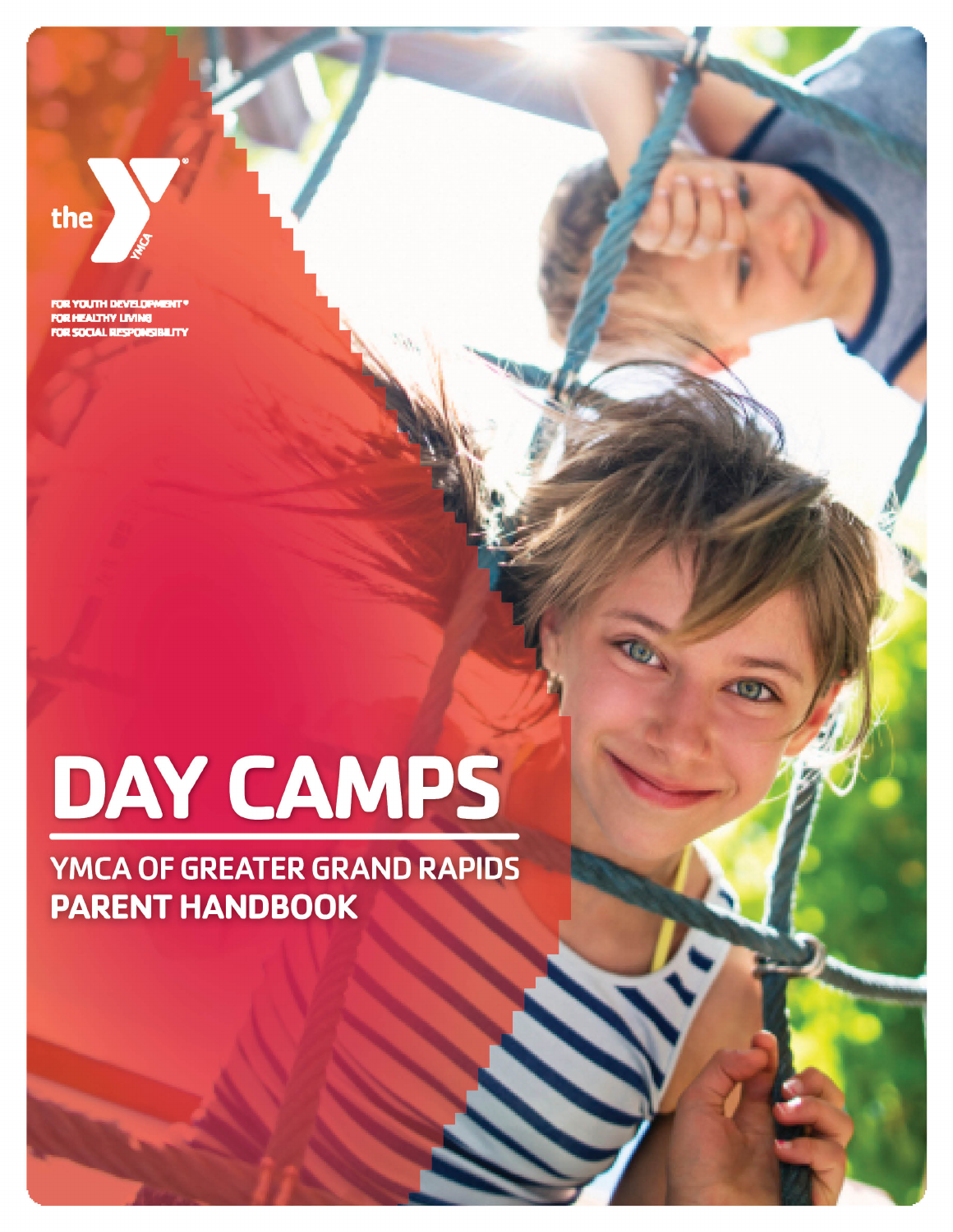the YMCA

FOR YOUTH DEVELOPMENT®
FOR HEALTHY LIVING
FOR SOCIAL RESPONSIBILITY

# DAY CAMPS

## YMCA OF GREATER GRAND RAPIDS PARENT HANDBOOK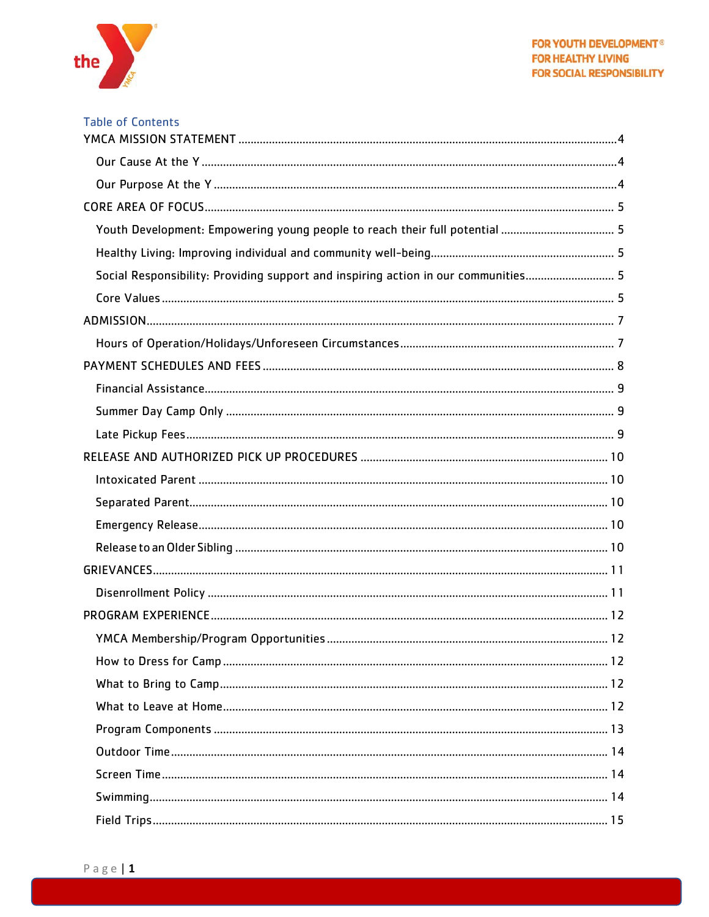FOR YOUTH DEVELOPMENT®
FOR HEALTHY LIVING
FOR SOCIAL RESPONSIBILITY

## Table of Contents

YMCA MISSION STATEMENT ........................................................................................................ 4
- Our Cause At the Y ........................................................................................................ 4
- Our Purpose At the Y ........................................................................................................ 4

CORE AREA OF FOCUS ........................................................................................................ 5
- Youth Development: Empowering young people to reach their full potential ........................................ 5
- Healthy Living: Improving individual and community well-being ........................................ 5
- Social Responsibility: Providing support and inspiring action in our communities ........................................ 5
- Core Values ........................................................................................................ 5

ADMISSION ........................................................................................................ 7
- Hours of Operation/Holidays/Unforeseen Circumstances ........................................ 7

PAYMENT SCHEDULES AND FEES ........................................................................................................ 8
- Financial Assistance ........................................................................................................ 9
- Summer Day Camp Only ........................................................................................................ 9
- Late Pickup Fees ........................................................................................................ 9

RELEASE AND AUTHORIZED PICK UP PROCEDURES ........................................................................................................ 10
- Intoxicated Parent ........................................................................................................ 10
- Separated Parent ........................................................................................................ 10
- Emergency Release ........................................................................................................ 10
- Release to an Older Sibling ........................................................................................................ 10

GRIEVANCES ........................................................................................................ 11
- Disenrollment Policy ........................................................................................................ 11

PROGRAM EXPERIENCE ........................................................................................................ 12
- YMCA Membership/Program Opportunities ........................................................................................................ 12
- How to Dress for Camp ........................................................................................................ 12
- What to Bring to Camp ........................................................................................................ 12
- What to Leave at Home ........................................................................................................ 12
- Program Components ........................................................................................................ 13
- Outdoor Time ........................................................................................................ 14
- Screen Time ........................................................................................................ 14
- Swimming ........................................................................................................ 14
- Field Trips ........................................................................................................ 15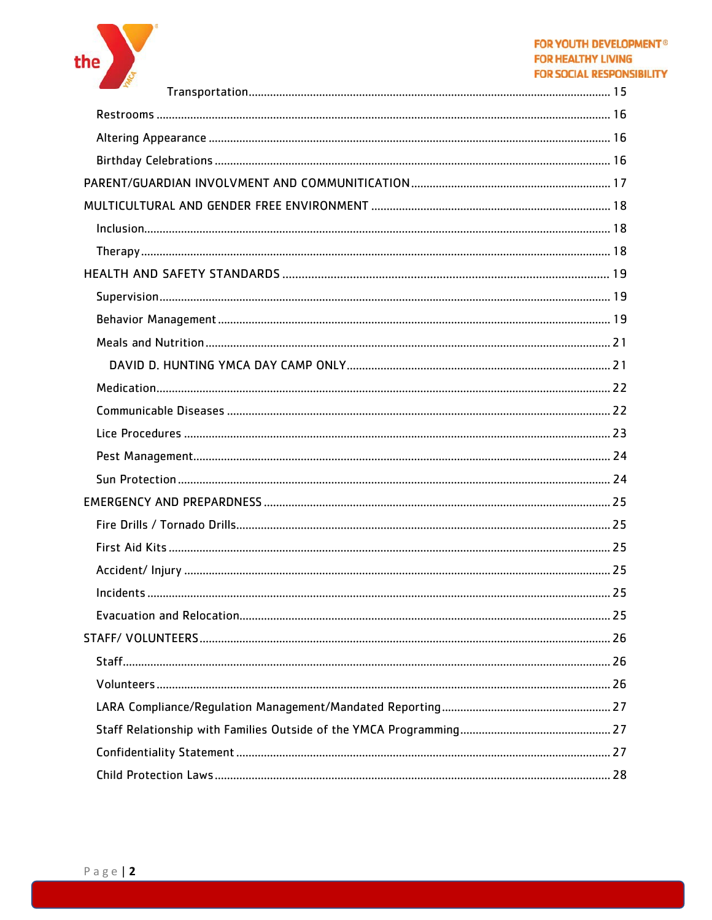- Transportation ..... 15
- Restrooms ..... 16
- Altering Appearance ..... 16
- Birthday Celebrations ..... 16

PARENT/GUARDIAN INVOLVMENT AND COMMUNITICATION ..... 17

MULTICULTURAL AND GENDER FREE ENVIRONMENT ..... 18

- Inclusion ..... 18
- Therapy ..... 18

HEALTH AND SAFETY STANDARDS ..... 19

- Supervision ..... 19
- Behavior Management ..... 19
- Meals and Nutrition ..... 21
  - DAVID D. HUNTING YMCA DAY CAMP ONLY ..... 21
- Medication ..... 22
- Communicable Diseases ..... 22
- Lice Procedures ..... 23
- Pest Management ..... 24
- Sun Protection ..... 24

EMERGENCY AND PREPARDNESS ..... 25

- Fire Drills / Tornado Drills ..... 25
- First Aid Kits ..... 25
- Accident/ Injury ..... 25
- Incidents ..... 25
- Evacuation and Relocation ..... 25

STAFF/ VOLUNTEERS ..... 26

- Staff ..... 26
- Volunteers ..... 26
- LARA Compliance/Regulation Management/Mandated Reporting ..... 27
- Staff Relationship with Families Outside of the YMCA Programming ..... 27
- Confidentiality Statement ..... 27
- Child Protection Laws ..... 28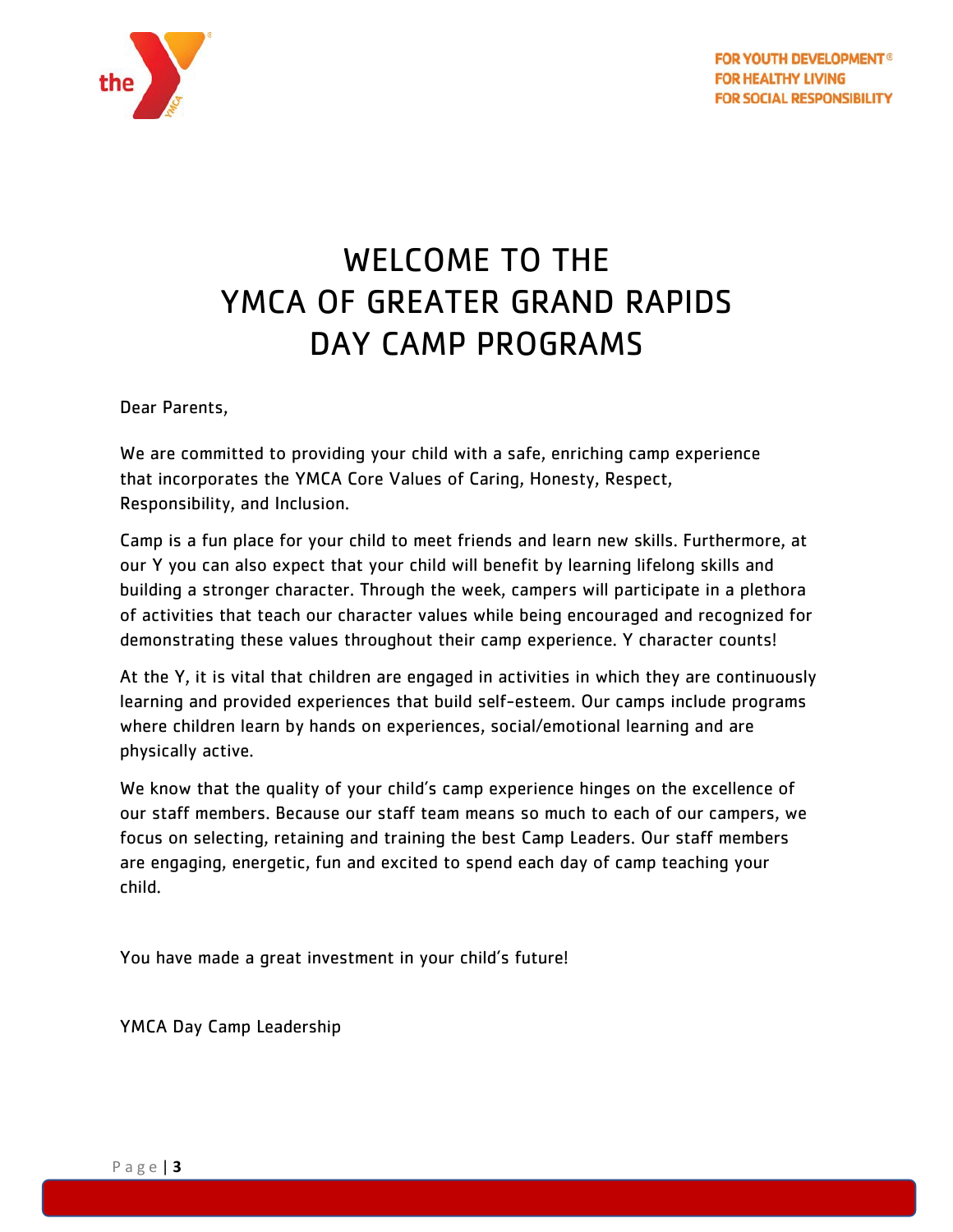FOR YOUTH DEVELOPMENT®
FOR HEALTHY LIVING
FOR SOCIAL RESPONSIBILITY

# WELCOME TO THE YMCA OF GREATER GRAND RAPIDS DAY CAMP PROGRAMS

Dear Parents,

We are committed to providing your child with a safe, enriching camp experience that incorporates the YMCA Core Values of Caring, Honesty, Respect, Responsibility, and Inclusion.

Camp is a fun place for your child to meet friends and learn new skills. Furthermore, at our Y you can also expect that your child will benefit by learning lifelong skills and building a stronger character. Through the week, campers will participate in a plethora of activities that teach our character values while being encouraged and recognized for demonstrating these values throughout their camp experience. Y character counts!

At the Y, it is vital that children are engaged in activities in which they are continuously learning and provided experiences that build self-esteem. Our camps include programs where children learn by hands on experiences, social/emotional learning and are physically active.

We know that the quality of your child's camp experience hinges on the excellence of our staff members. Because our staff team means so much to each of our campers, we focus on selecting, retaining and training the best Camp Leaders. Our staff members are engaging, energetic, fun and excited to spend each day of camp teaching your child.

You have made a great investment in your child's future!

YMCA Day Camp Leadership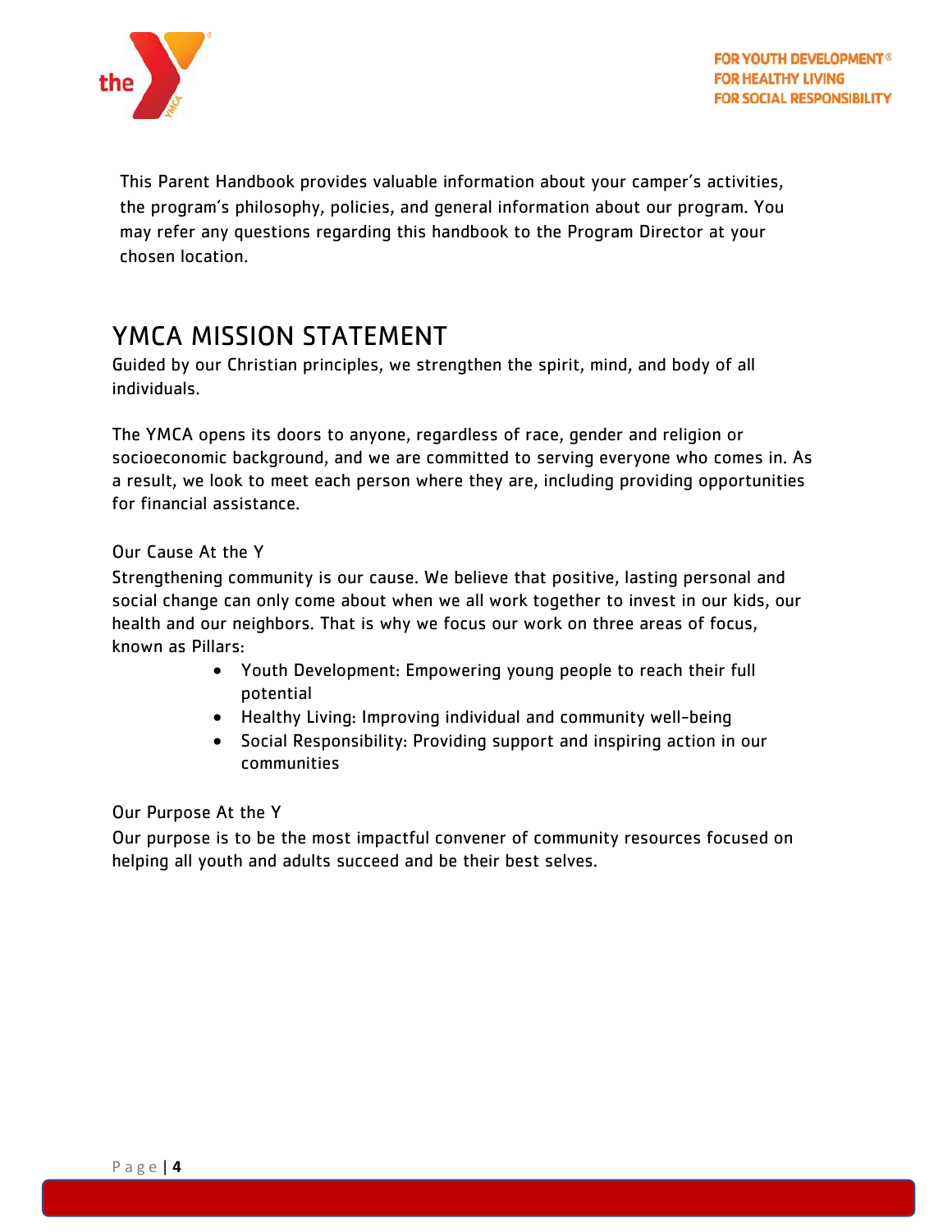This Parent Handbook provides valuable information about your camper's activities, the program's philosophy, policies, and general information about our program. You may refer any questions regarding this handbook to the Program Director at your chosen location.

# YMCA MISSION STATEMENT

Guided by our Christian principles, we strengthen the spirit, mind, and body of all individuals.

The YMCA opens its doors to anyone, regardless of race, gender and religion or socioeconomic background, and we are committed to serving everyone who comes in. As a result, we look to meet each person where they are, including providing opportunities for financial assistance.

Our Cause At the Y

Strengthening community is our cause. We believe that positive, lasting personal and social change can only come about when we all work together to invest in our kids, our health and our neighbors. That is why we focus our work on three areas of focus, known as Pillars:

- Youth Development: Empowering young people to reach their full potential
- Healthy Living: Improving individual and community well-being
- Social Responsibility: Providing support and inspiring action in our communities

Our Purpose At the Y

Our purpose is to be the most impactful convener of community resources focused on helping all youth and adults succeed and be their best selves.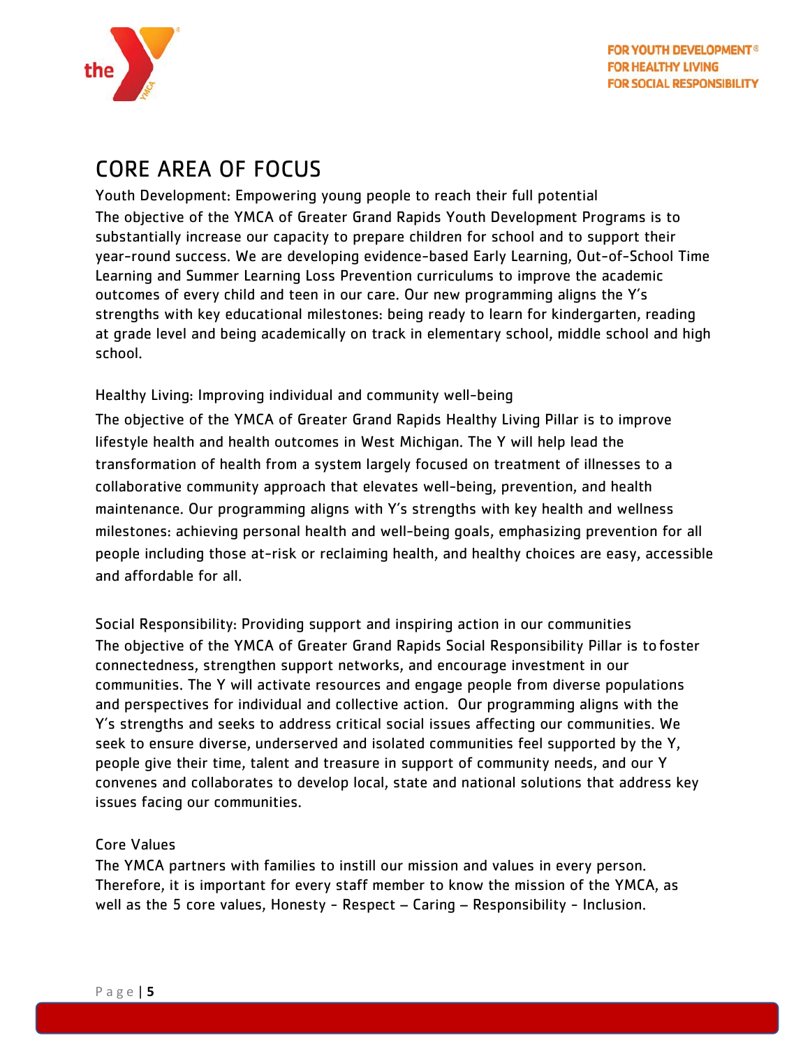# CORE AREA OF FOCUS

Youth Development: Empowering young people to reach their full potential

The objective of the YMCA of Greater Grand Rapids Youth Development Programs is to substantially increase our capacity to prepare children for school and to support their year-round success. We are developing evidence-based Early Learning, Out-of-School Time Learning and Summer Learning Loss Prevention curriculums to improve the academic outcomes of every child and teen in our care. Our new programming aligns the Y's strengths with key educational milestones: being ready to learn for kindergarten, reading at grade level and being academically on track in elementary school, middle school and high school.

Healthy Living: Improving individual and community well-being

The objective of the YMCA of Greater Grand Rapids Healthy Living Pillar is to improve lifestyle health and health outcomes in West Michigan. The Y will help lead the transformation of health from a system largely focused on treatment of illnesses to a collaborative community approach that elevates well-being, prevention, and health maintenance. Our programming aligns with Y's strengths with key health and wellness milestones: achieving personal health and well-being goals, emphasizing prevention for all people including those at-risk or reclaiming health, and healthy choices are easy, accessible and affordable for all.

Social Responsibility: Providing support and inspiring action in our communities

The objective of the YMCA of Greater Grand Rapids Social Responsibility Pillar is to foster connectedness, strengthen support networks, and encourage investment in our communities. The Y will activate resources and engage people from diverse populations and perspectives for individual and collective action. Our programming aligns with the Y's strengths and seeks to address critical social issues affecting our communities. We seek to ensure diverse, underserved and isolated communities feel supported by the Y, people give their time, talent and treasure in support of community needs, and our Y convenes and collaborates to develop local, state and national solutions that address key issues facing our communities.

Core Values

The YMCA partners with families to instill our mission and values in every person. Therefore, it is important for every staff member to know the mission of the YMCA, as well as the 5 core values, Honesty - Respect – Caring – Responsibility - Inclusion.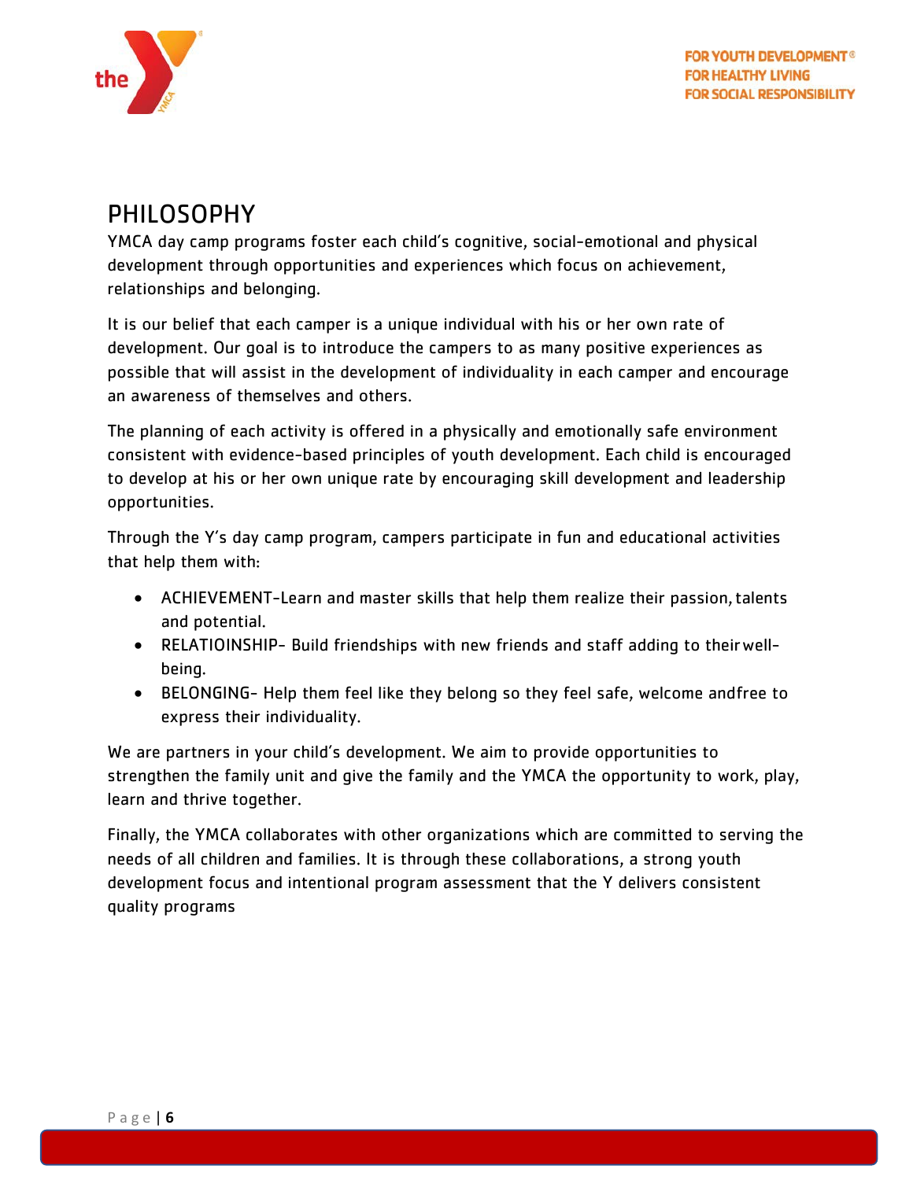## PHILOSOPHY

YMCA day camp programs foster each child's cognitive, social-emotional and physical development through opportunities and experiences which focus on achievement, relationships and belonging.

It is our belief that each camper is a unique individual with his or her own rate of development. Our goal is to introduce the campers to as many positive experiences as possible that will assist in the development of individuality in each camper and encourage an awareness of themselves and others.

The planning of each activity is offered in a physically and emotionally safe environment consistent with evidence-based principles of youth development. Each child is encouraged to develop at his or her own unique rate by encouraging skill development and leadership opportunities.

Through the Y's day camp program, campers participate in fun and educational activities that help them with:

- ACHIEVEMENT-Learn and master skills that help them realize their passion, talents and potential.
- RELATIOINSHIP- Build friendships with new friends and staff adding to their well-being.
- BELONGING- Help them feel like they belong so they feel safe, welcome andfree to express their individuality.

We are partners in your child's development. We aim to provide opportunities to strengthen the family unit and give the family and the YMCA the opportunity to work, play, learn and thrive together.

Finally, the YMCA collaborates with other organizations which are committed to serving the needs of all children and families. It is through these collaborations, a strong youth development focus and intentional program assessment that the Y delivers consistent quality programs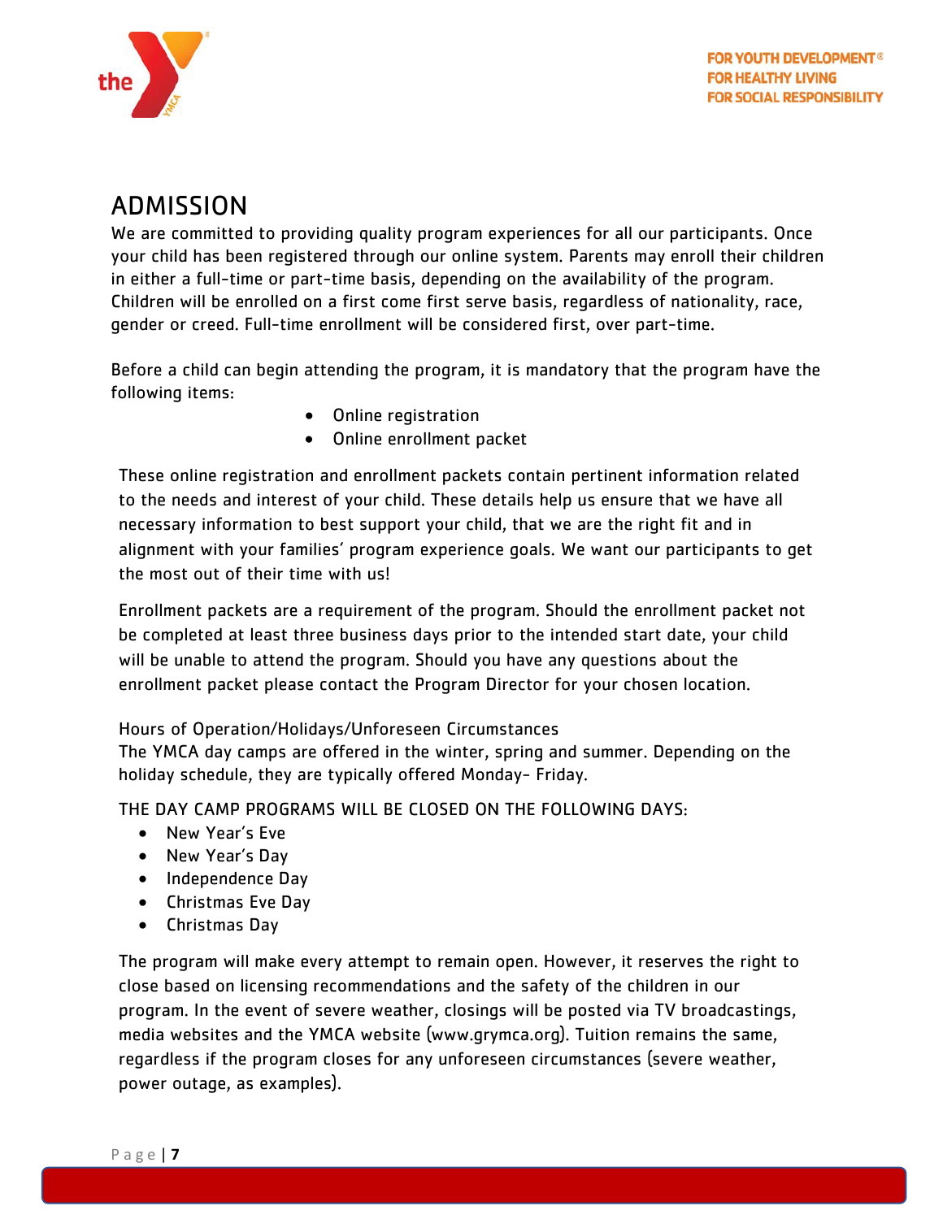# ADMISSION

We are committed to providing quality program experiences for all our participants. Once your child has been registered through our online system. Parents may enroll their children in either a full-time or part-time basis, depending on the availability of the program. Children will be enrolled on a first come first serve basis, regardless of nationality, race, gender or creed. Full-time enrollment will be considered first, over part-time.

Before a child can begin attending the program, it is mandatory that the program have the following items:

- Online registration
- Online enrollment packet

These online registration and enrollment packets contain pertinent information related to the needs and interest of your child. These details help us ensure that we have all necessary information to best support your child, that we are the right fit and in alignment with your families' program experience goals. We want our participants to get the most out of their time with us!

Enrollment packets are a requirement of the program. Should the enrollment packet not be completed at least three business days prior to the intended start date, your child will be unable to attend the program. Should you have any questions about the enrollment packet please contact the Program Director for your chosen location.

Hours of Operation/Holidays/Unforeseen Circumstances

The YMCA day camps are offered in the winter, spring and summer. Depending on the holiday schedule, they are typically offered Monday- Friday.

THE DAY CAMP PROGRAMS WILL BE CLOSED ON THE FOLLOWING DAYS:

- New Year's Eve
- New Year's Day
- Independence Day
- Christmas Eve Day
- Christmas Day

The program will make every attempt to remain open. However, it reserves the right to close based on licensing recommendations and the safety of the children in our program. In the event of severe weather, closings will be posted via TV broadcastings, media websites and the YMCA website (www.grymca.org). Tuition remains the same, regardless if the program closes for any unforeseen circumstances (severe weather, power outage, as examples).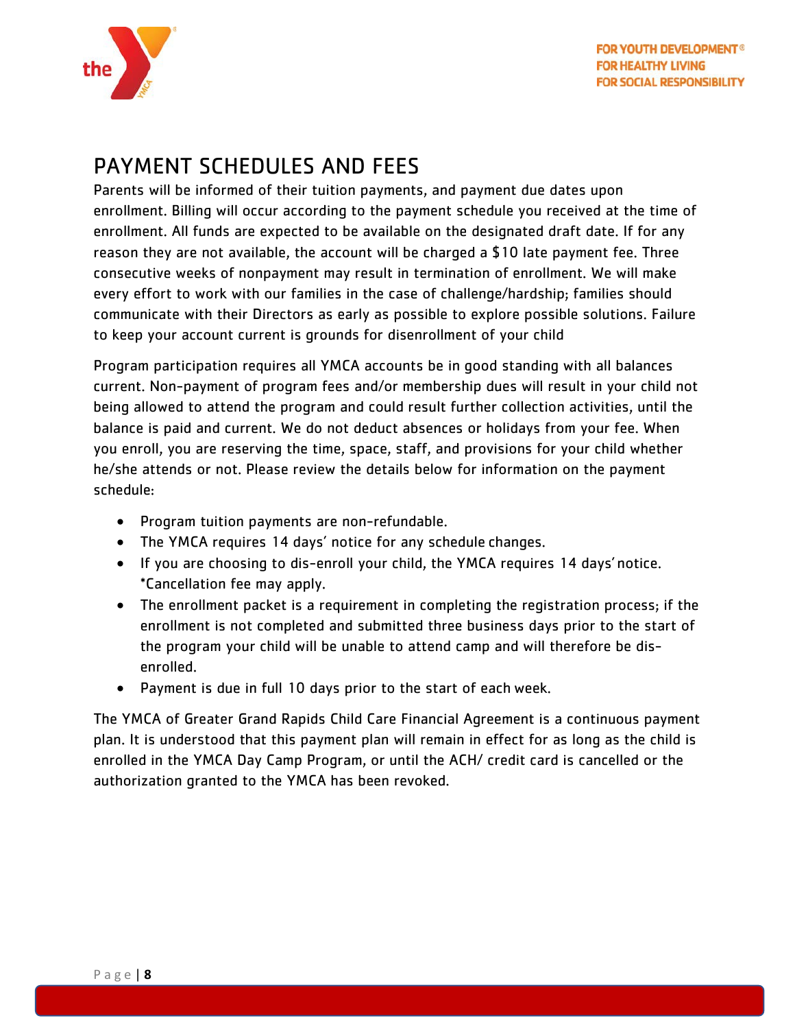## PAYMENT SCHEDULES AND FEES

Parents will be informed of their tuition payments, and payment due dates upon enrollment. Billing will occur according to the payment schedule you received at the time of enrollment. All funds are expected to be available on the designated draft date. If for any reason they are not available, the account will be charged a $10 late payment fee. Three consecutive weeks of nonpayment may result in termination of enrollment. We will make every effort to work with our families in the case of challenge/hardship; families should communicate with their Directors as early as possible to explore possible solutions. Failure to keep your account current is grounds for disenrollment of your child

Program participation requires all YMCA accounts be in good standing with all balances current. Non-payment of program fees and/or membership dues will result in your child not being allowed to attend the program and could result further collection activities, until the balance is paid and current. We do not deduct absences or holidays from your fee. When you enroll, you are reserving the time, space, staff, and provisions for your child whether he/she attends or not. Please review the details below for information on the payment schedule:

- Program tuition payments are non-refundable.
- The YMCA requires 14 days' notice for any schedule changes.
- If you are choosing to dis-enroll your child, the YMCA requires 14 days' notice. *Cancellation fee may apply.
- The enrollment packet is a requirement in completing the registration process; if the enrollment is not completed and submitted three business days prior to the start of the program your child will be unable to attend camp and will therefore be dis-enrolled.
- Payment is due in full 10 days prior to the start of each week.

The YMCA of Greater Grand Rapids Child Care Financial Agreement is a continuous payment plan. It is understood that this payment plan will remain in effect for as long as the child is enrolled in the YMCA Day Camp Program, or until the ACH/ credit card is cancelled or the authorization granted to the YMCA has been revoked.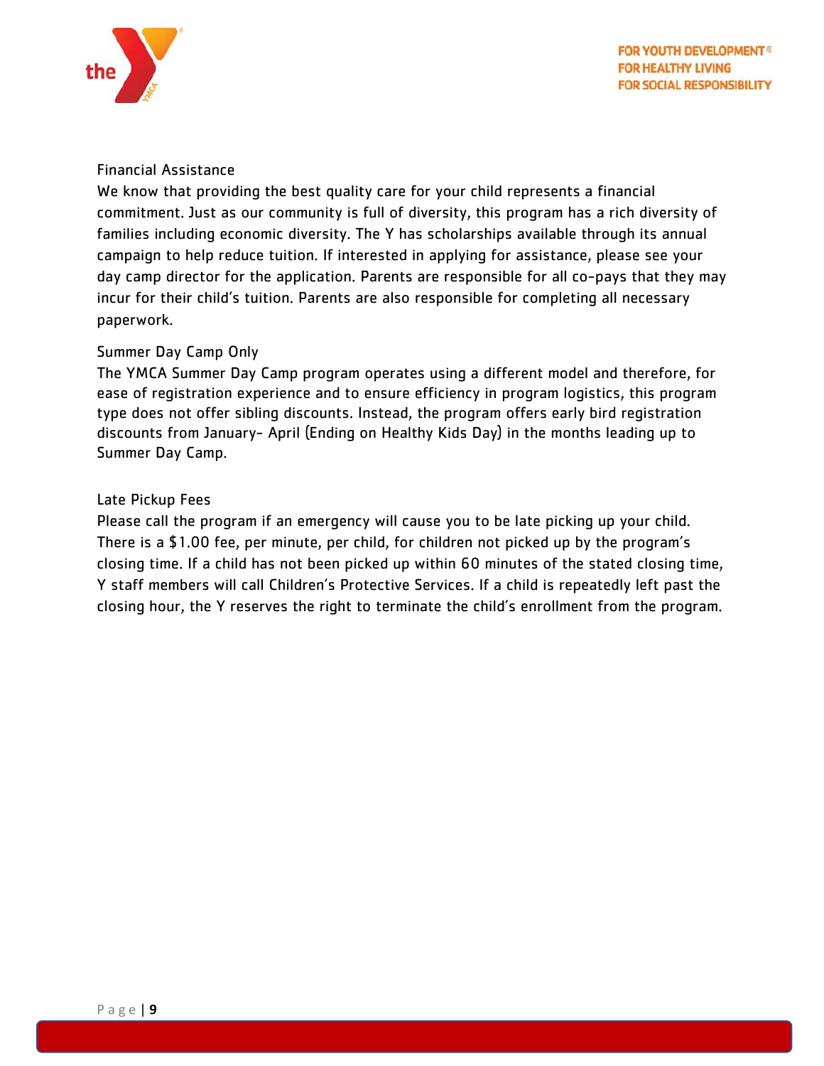## Financial Assistance

We know that providing the best quality care for your child represents a financial commitment. Just as our community is full of diversity, this program has a rich diversity of families including economic diversity. The Y has scholarships available through its annual campaign to help reduce tuition. If interested in applying for assistance, please see your day camp director for the application. Parents are responsible for all co-pays that they may incur for their child's tuition. Parents are also responsible for completing all necessary paperwork.

## Summer Day Camp Only

The YMCA Summer Day Camp program operates using a different model and therefore, for ease of registration experience and to ensure efficiency in program logistics, this program type does not offer sibling discounts. Instead, the program offers early bird registration discounts from January- April (Ending on Healthy Kids Day) in the months leading up to Summer Day Camp.

## Late Pickup Fees

Please call the program if an emergency will cause you to be late picking up your child. There is a $1.00 fee, per minute, per child, for children not picked up by the program's closing time. If a child has not been picked up within 60 minutes of the stated closing time, Y staff members will call Children's Protective Services. If a child is repeatedly left past the closing hour, the Y reserves the right to terminate the child's enrollment from the program.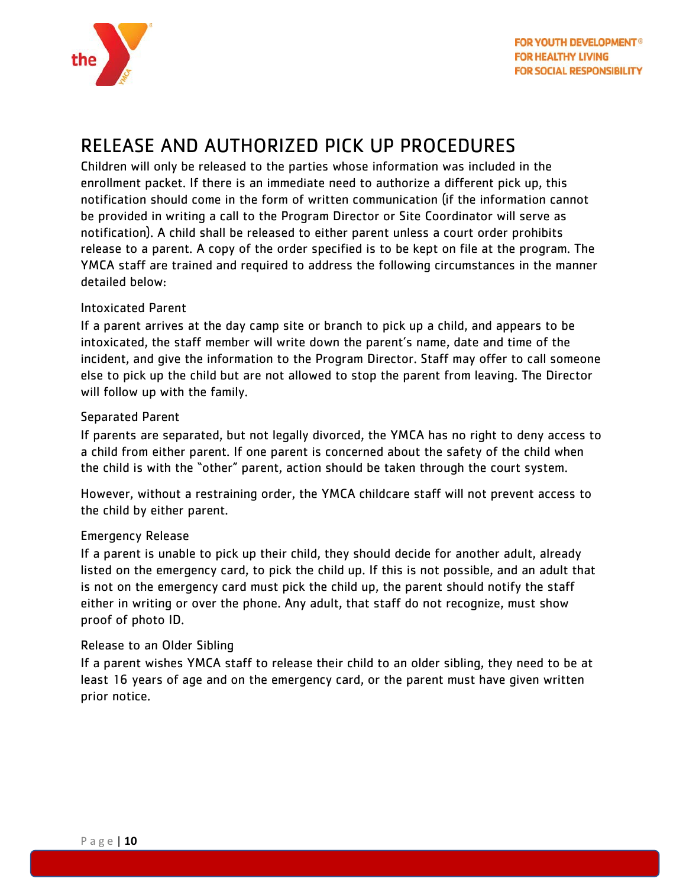## RELEASE AND AUTHORIZED PICK UP PROCEDURES

Children will only be released to the parties whose information was included in the enrollment packet. If there is an immediate need to authorize a different pick up, this notification should come in the form of written communication (if the information cannot be provided in writing a call to the Program Director or Site Coordinator will serve as notification). A child shall be released to either parent unless a court order prohibits release to a parent. A copy of the order specified is to be kept on file at the program. The YMCA staff are trained and required to address the following circumstances in the manner detailed below:

### Intoxicated Parent

If a parent arrives at the day camp site or branch to pick up a child, and appears to be intoxicated, the staff member will write down the parent's name, date and time of the incident, and give the information to the Program Director. Staff may offer to call someone else to pick up the child but are not allowed to stop the parent from leaving. The Director will follow up with the family.

### Separated Parent

If parents are separated, but not legally divorced, the YMCA has no right to deny access to a child from either parent. If one parent is concerned about the safety of the child when the child is with the "other" parent, action should be taken through the court system.

However, without a restraining order, the YMCA childcare staff will not prevent access to the child by either parent.

### Emergency Release

If a parent is unable to pick up their child, they should decide for another adult, already listed on the emergency card, to pick the child up. If this is not possible, and an adult that is not on the emergency card must pick the child up, the parent should notify the staff either in writing or over the phone. Any adult, that staff do not recognize, must show proof of photo ID.

### Release to an Older Sibling

If a parent wishes YMCA staff to release their child to an older sibling, they need to be at least 16 years of age and on the emergency card, or the parent must have given written prior notice.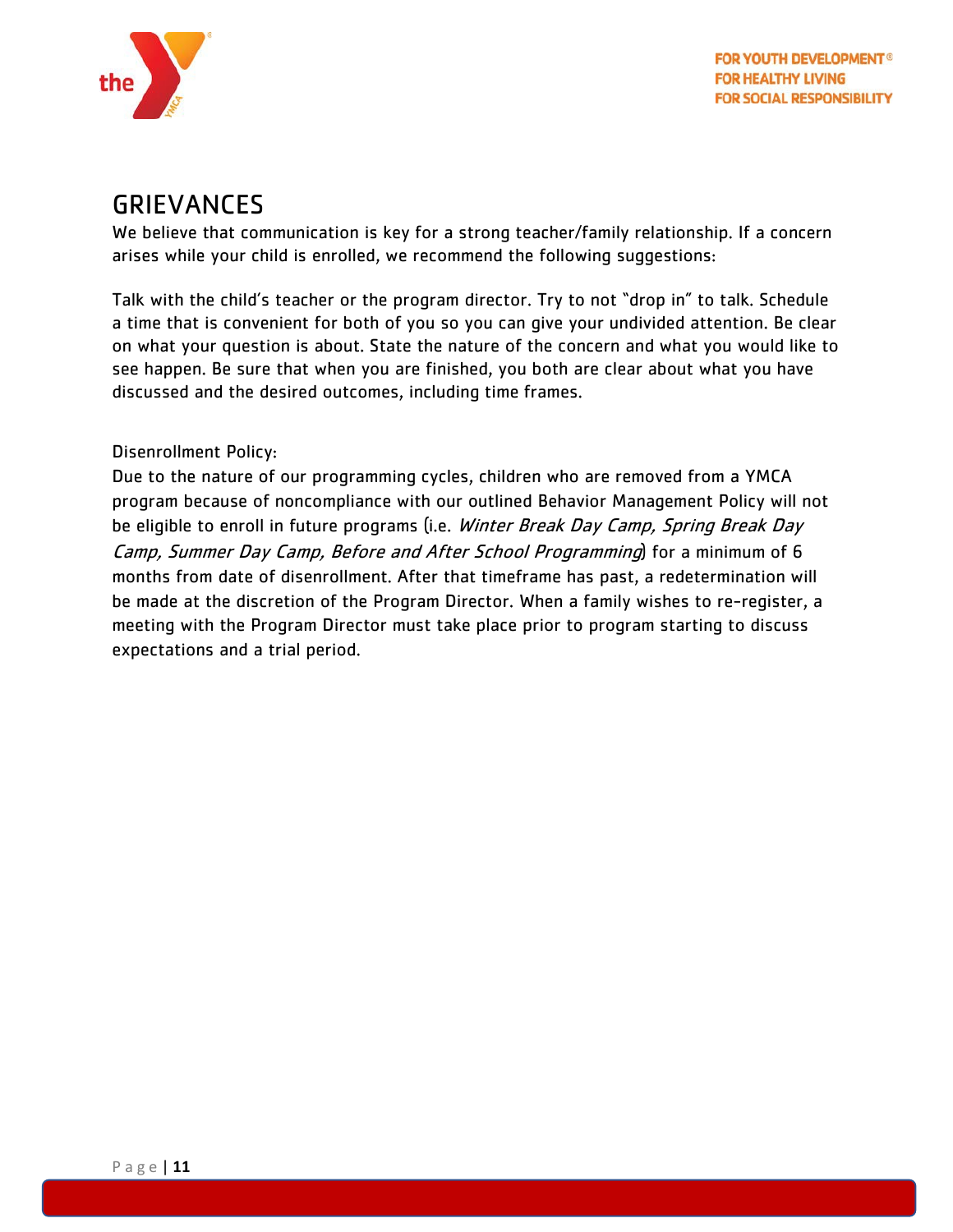# GRIEVANCES

We believe that communication is key for a strong teacher/family relationship. If a concern arises while your child is enrolled, we recommend the following suggestions:

Talk with the child's teacher or the program director. Try to not "drop in" to talk. Schedule a time that is convenient for both of you so you can give your undivided attention. Be clear on what your question is about. State the nature of the concern and what you would like to see happen. Be sure that when you are finished, you both are clear about what you have discussed and the desired outcomes, including time frames.

Disenrollment Policy:

Due to the nature of our programming cycles, children who are removed from a YMCA program because of noncompliance with our outlined Behavior Management Policy will not be eligible to enroll in future programs (i.e. *Winter Break Day Camp, Spring Break Day Camp, Summer Day Camp, Before and After School Programming*) for a minimum of 6 months from date of disenrollment. After that timeframe has past, a redetermination will be made at the discretion of the Program Director. When a family wishes to re-register, a meeting with the Program Director must take place prior to program starting to discuss expectations and a trial period.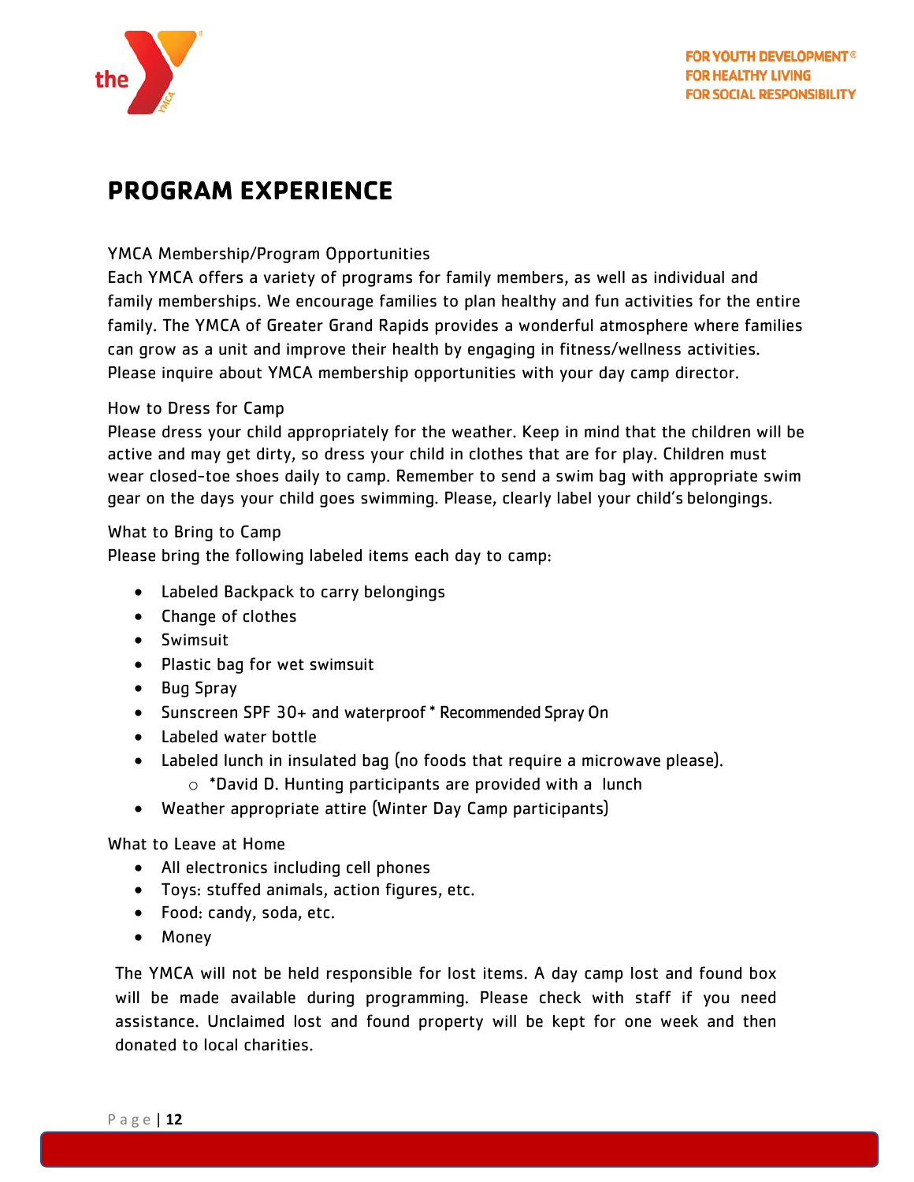# PROGRAM EXPERIENCE

YMCA Membership/Program Opportunities
Each YMCA offers a variety of programs for family members, as well as individual and family memberships. We encourage families to plan healthy and fun activities for the entire family. The YMCA of Greater Grand Rapids provides a wonderful atmosphere where families can grow as a unit and improve their health by engaging in fitness/wellness activities. Please inquire about YMCA membership opportunities with your day camp director.

How to Dress for Camp
Please dress your child appropriately for the weather. Keep in mind that the children will be active and may get dirty, so dress your child in clothes that are for play. Children must wear closed-toe shoes daily to camp. Remember to send a swim bag with appropriate swim gear on the days your child goes swimming. Please, clearly label your child's belongings.

What to Bring to Camp
Please bring the following labeled items each day to camp:

- Labeled Backpack to carry belongings
- Change of clothes
- Swimsuit
- Plastic bag for wet swimsuit
- Bug Spray
- Sunscreen SPF 30+ and waterproof * Recommended Spray On
- Labeled water bottle
- Labeled lunch in insulated bag (no foods that require a microwave please).
  - *David D. Hunting participants are provided with a lunch
- Weather appropriate attire (Winter Day Camp participants)

What to Leave at Home

- All electronics including cell phones
- Toys: stuffed animals, action figures, etc.
- Food: candy, soda, etc.
- Money

The YMCA will not be held responsible for lost items. A day camp lost and found box will be made available during programming. Please check with staff if you need assistance. Unclaimed lost and found property will be kept for one week and then donated to local charities.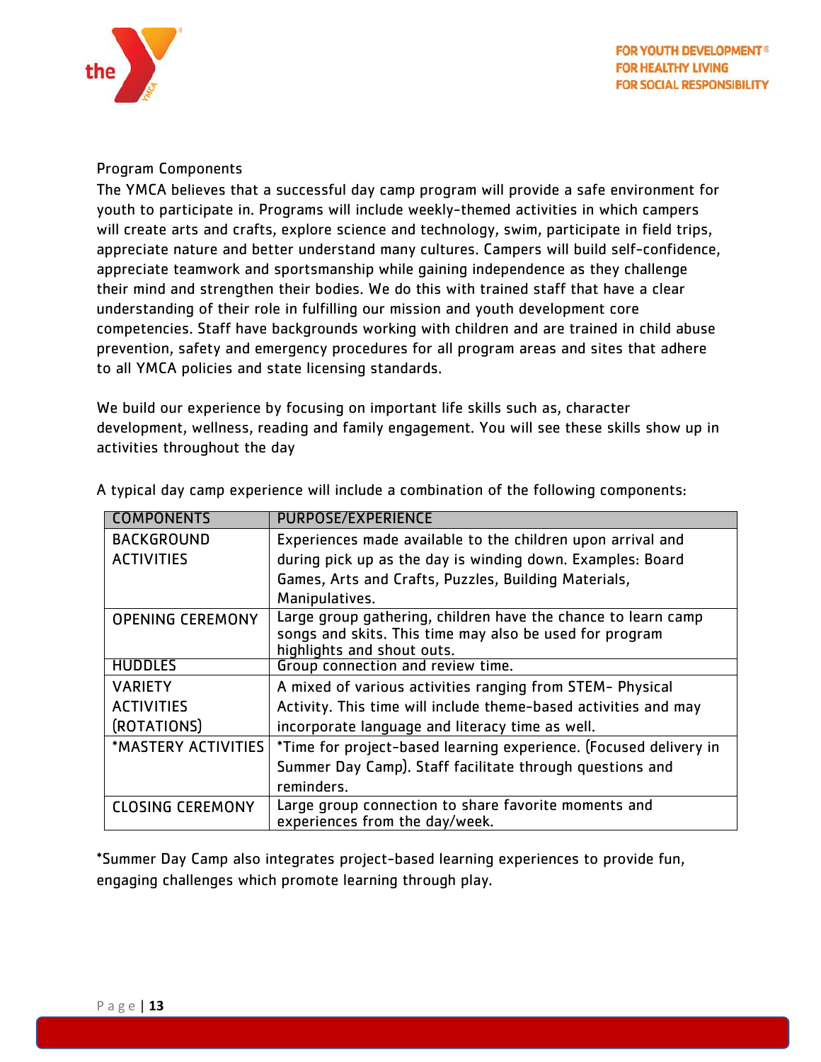## Program Components

The YMCA believes that a successful day camp program will provide a safe environment for youth to participate in. Programs will include weekly-themed activities in which campers will create arts and crafts, explore science and technology, swim, participate in field trips, appreciate nature and better understand many cultures. Campers will build self-confidence, appreciate teamwork and sportsmanship while gaining independence as they challenge their mind and strengthen their bodies. We do this with trained staff that have a clear understanding of their role in fulfilling our mission and youth development core competencies. Staff have backgrounds working with children and are trained in child abuse prevention, safety and emergency procedures for all program areas and sites that adhere to all YMCA policies and state licensing standards.

We build our experience by focusing on important life skills such as, character development, wellness, reading and family engagement. You will see these skills show up in activities throughout the day

A typical day camp experience will include a combination of the following components:

| COMPONENTS | PURPOSE/EXPERIENCE |
|---|---|
| BACKGROUND ACTIVITIES | Experiences made available to the children upon arrival and during pick up as the day is winding down. Examples: Board Games, Arts and Crafts, Puzzles, Building Materials, Manipulatives. |
| OPENING CEREMONY | Large group gathering, children have the chance to learn camp songs and skits. This time may also be used for program highlights and shout outs. |
| HUDDLES | Group connection and review time. |
| VARIETY ACTIVITIES (ROTATIONS) | A mixed of various activities ranging from STEM- Physical Activity. This time will include theme-based activities and may incorporate language and literacy time as well. |
| *MASTERY ACTIVITIES | *Time for project-based learning experience. (Focused delivery in Summer Day Camp). Staff facilitate through questions and reminders. |
| CLOSING CEREMONY | Large group connection to share favorite moments and experiences from the day/week. |

*Summer Day Camp also integrates project-based learning experiences to provide fun, engaging challenges which promote learning through play.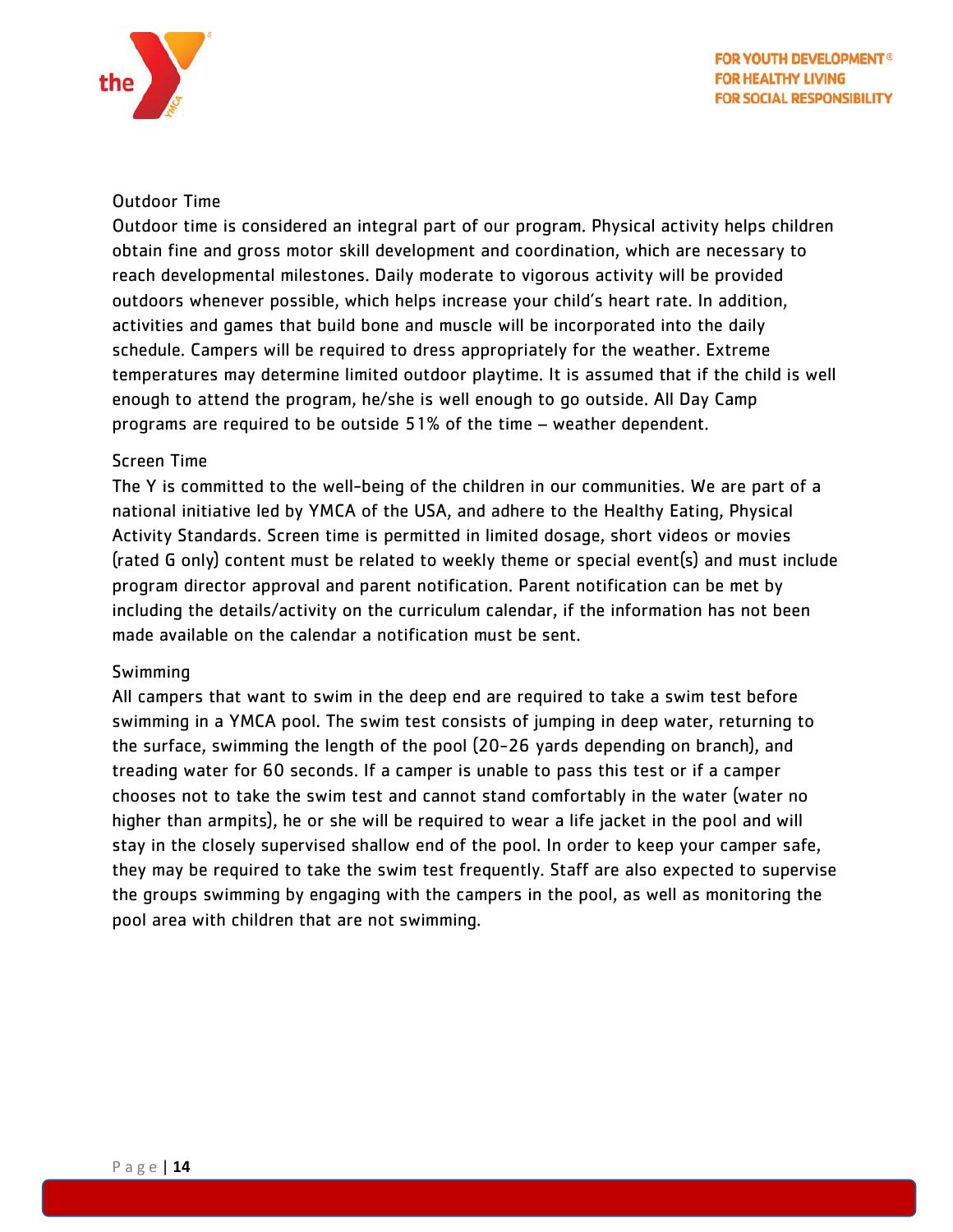### Outdoor Time

Outdoor time is considered an integral part of our program. Physical activity helps children obtain fine and gross motor skill development and coordination, which are necessary to reach developmental milestones. Daily moderate to vigorous activity will be provided outdoors whenever possible, which helps increase your child's heart rate. In addition, activities and games that build bone and muscle will be incorporated into the daily schedule. Campers will be required to dress appropriately for the weather. Extreme temperatures may determine limited outdoor playtime. It is assumed that if the child is well enough to attend the program, he/she is well enough to go outside. All Day Camp programs are required to be outside 51% of the time – weather dependent.

### Screen Time

The Y is committed to the well-being of the children in our communities. We are part of a national initiative led by YMCA of the USA, and adhere to the Healthy Eating, Physical Activity Standards. Screen time is permitted in limited dosage, short videos or movies (rated G only) content must be related to weekly theme or special event(s) and must include program director approval and parent notification. Parent notification can be met by including the details/activity on the curriculum calendar, if the information has not been made available on the calendar a notification must be sent.

### Swimming

All campers that want to swim in the deep end are required to take a swim test before swimming in a YMCA pool. The swim test consists of jumping in deep water, returning to the surface, swimming the length of the pool (20-26 yards depending on branch), and treading water for 60 seconds. If a camper is unable to pass this test or if a camper chooses not to take the swim test and cannot stand comfortably in the water (water no higher than armpits), he or she will be required to wear a life jacket in the pool and will stay in the closely supervised shallow end of the pool. In order to keep your camper safe, they may be required to take the swim test frequently. Staff are also expected to supervise the groups swimming by engaging with the campers in the pool, as well as monitoring the pool area with children that are not swimming.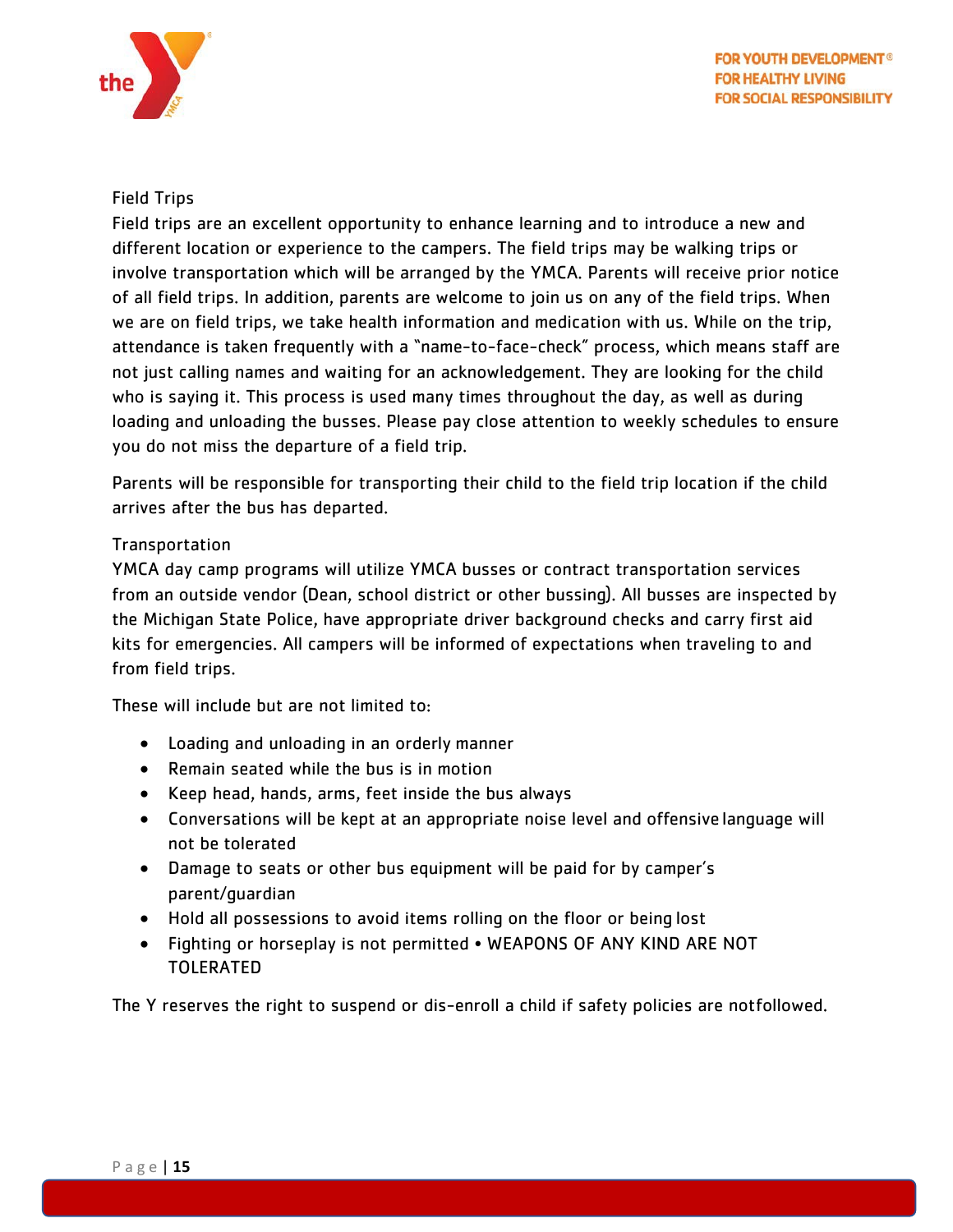## Field Trips

Field trips are an excellent opportunity to enhance learning and to introduce a new and different location or experience to the campers. The field trips may be walking trips or involve transportation which will be arranged by the YMCA. Parents will receive prior notice of all field trips. In addition, parents are welcome to join us on any of the field trips. When we are on field trips, we take health information and medication with us. While on the trip, attendance is taken frequently with a "name-to-face-check" process, which means staff are not just calling names and waiting for an acknowledgement. They are looking for the child who is saying it. This process is used many times throughout the day, as well as during loading and unloading the busses. Please pay close attention to weekly schedules to ensure you do not miss the departure of a field trip.

Parents will be responsible for transporting their child to the field trip location if the child arrives after the bus has departed.

## Transportation

YMCA day camp programs will utilize YMCA busses or contract transportation services from an outside vendor (Dean, school district or other bussing). All busses are inspected by the Michigan State Police, have appropriate driver background checks and carry first aid kits for emergencies. All campers will be informed of expectations when traveling to and from field trips.

These will include but are not limited to:

- Loading and unloading in an orderly manner
- Remain seated while the bus is in motion
- Keep head, hands, arms, feet inside the bus always
- Conversations will be kept at an appropriate noise level and offensive language will not be tolerated
- Damage to seats or other bus equipment will be paid for by camper's parent/guardian
- Hold all possessions to avoid items rolling on the floor or being lost
- Fighting or horseplay is not permitted • WEAPONS OF ANY KIND ARE NOT TOLERATED

The Y reserves the right to suspend or dis-enroll a child if safety policies are notfollowed.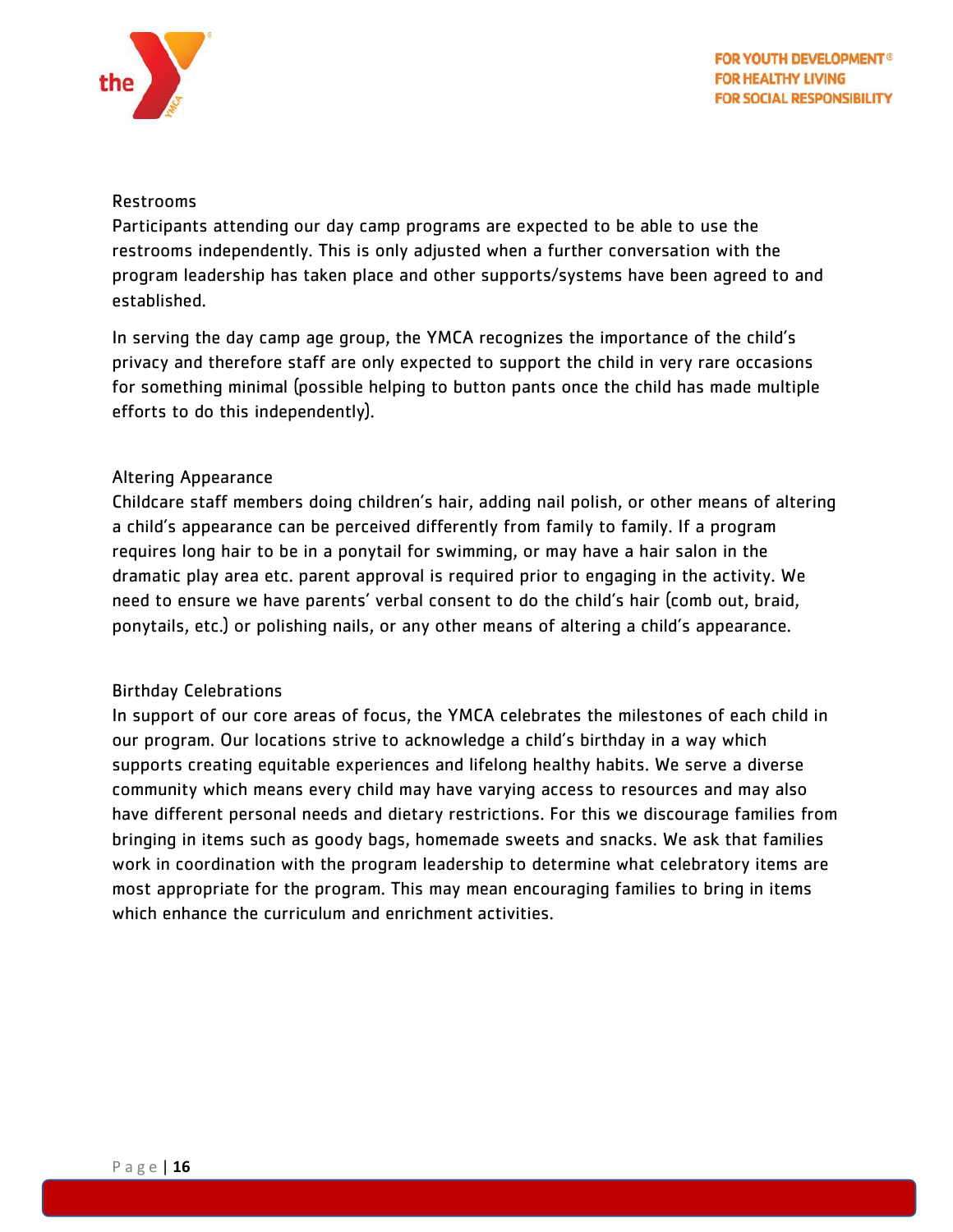## Restrooms

Participants attending our day camp programs are expected to be able to use the restrooms independently. This is only adjusted when a further conversation with the program leadership has taken place and other supports/systems have been agreed to and established.

In serving the day camp age group, the YMCA recognizes the importance of the child's privacy and therefore staff are only expected to support the child in very rare occasions for something minimal (possible helping to button pants once the child has made multiple efforts to do this independently).

## Altering Appearance

Childcare staff members doing children's hair, adding nail polish, or other means of altering a child's appearance can be perceived differently from family to family. If a program requires long hair to be in a ponytail for swimming, or may have a hair salon in the dramatic play area etc. parent approval is required prior to engaging in the activity. We need to ensure we have parents' verbal consent to do the child's hair (comb out, braid, ponytails, etc.) or polishing nails, or any other means of altering a child's appearance.

## Birthday Celebrations

In support of our core areas of focus, the YMCA celebrates the milestones of each child in our program. Our locations strive to acknowledge a child's birthday in a way which supports creating equitable experiences and lifelong healthy habits. We serve a diverse community which means every child may have varying access to resources and may also have different personal needs and dietary restrictions. For this we discourage families from bringing in items such as goody bags, homemade sweets and snacks. We ask that families work in coordination with the program leadership to determine what celebratory items are most appropriate for the program. This may mean encouraging families to bring in items which enhance the curriculum and enrichment activities.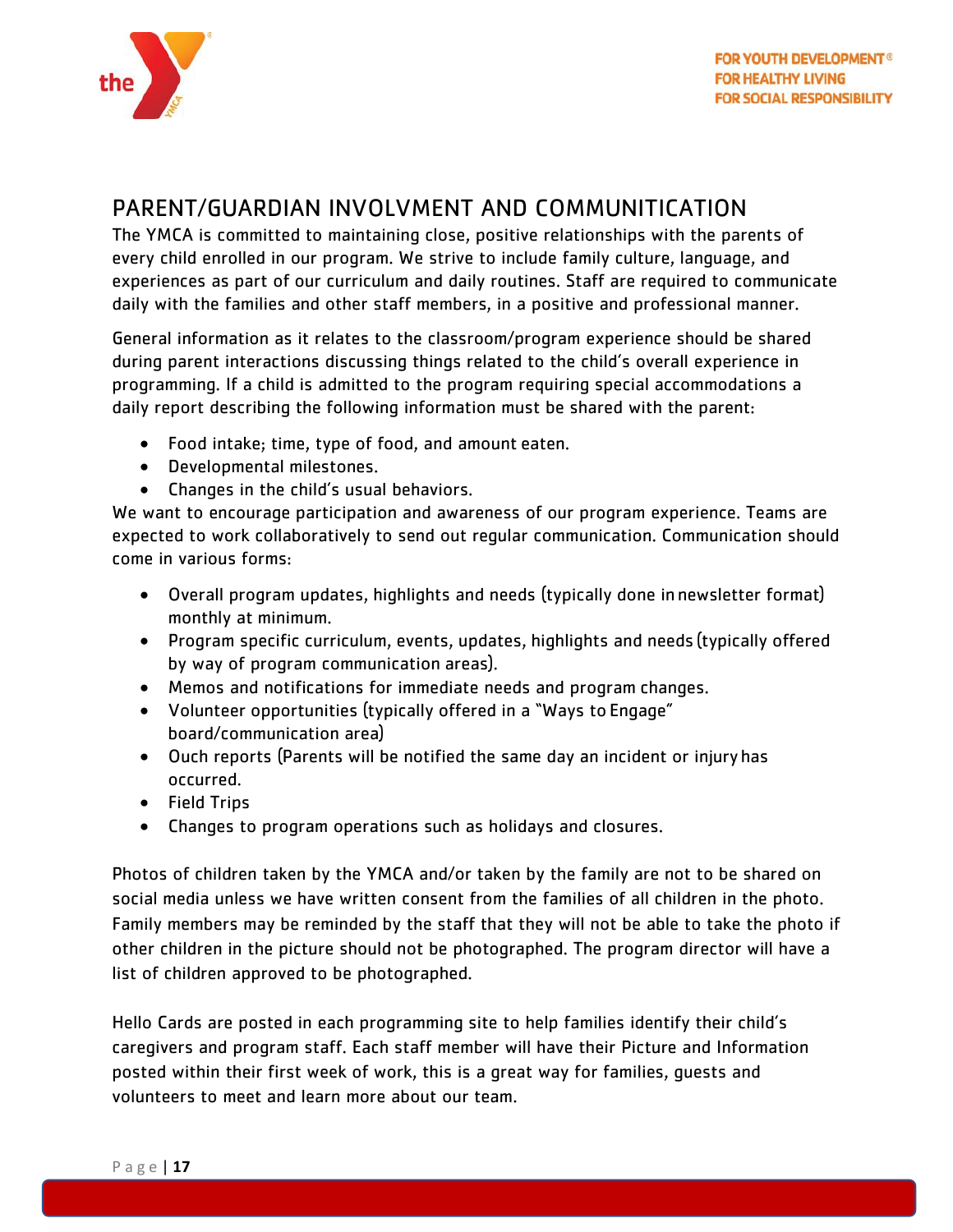## PARENT/GUARDIAN INVOLVMENT AND COMMUNITICATION

The YMCA is committed to maintaining close, positive relationships with the parents of every child enrolled in our program. We strive to include family culture, language, and experiences as part of our curriculum and daily routines. Staff are required to communicate daily with the families and other staff members, in a positive and professional manner.

General information as it relates to the classroom/program experience should be shared during parent interactions discussing things related to the child's overall experience in programming. If a child is admitted to the program requiring special accommodations a daily report describing the following information must be shared with the parent:

- Food intake; time, type of food, and amount eaten.
- Developmental milestones.
- Changes in the child's usual behaviors.

We want to encourage participation and awareness of our program experience. Teams are expected to work collaboratively to send out regular communication. Communication should come in various forms:

- Overall program updates, highlights and needs (typically done in newsletter format) monthly at minimum.
- Program specific curriculum, events, updates, highlights and needs (typically offered by way of program communication areas).
- Memos and notifications for immediate needs and program changes.
- Volunteer opportunities (typically offered in a "Ways to Engage" board/communication area)
- Ouch reports (Parents will be notified the same day an incident or injury has occurred.
- Field Trips
- Changes to program operations such as holidays and closures.

Photos of children taken by the YMCA and/or taken by the family are not to be shared on social media unless we have written consent from the families of all children in the photo. Family members may be reminded by the staff that they will not be able to take the photo if other children in the picture should not be photographed. The program director will have a list of children approved to be photographed.

Hello Cards are posted in each programming site to help families identify their child's caregivers and program staff. Each staff member will have their Picture and Information posted within their first week of work, this is a great way for families, guests and volunteers to meet and learn more about our team.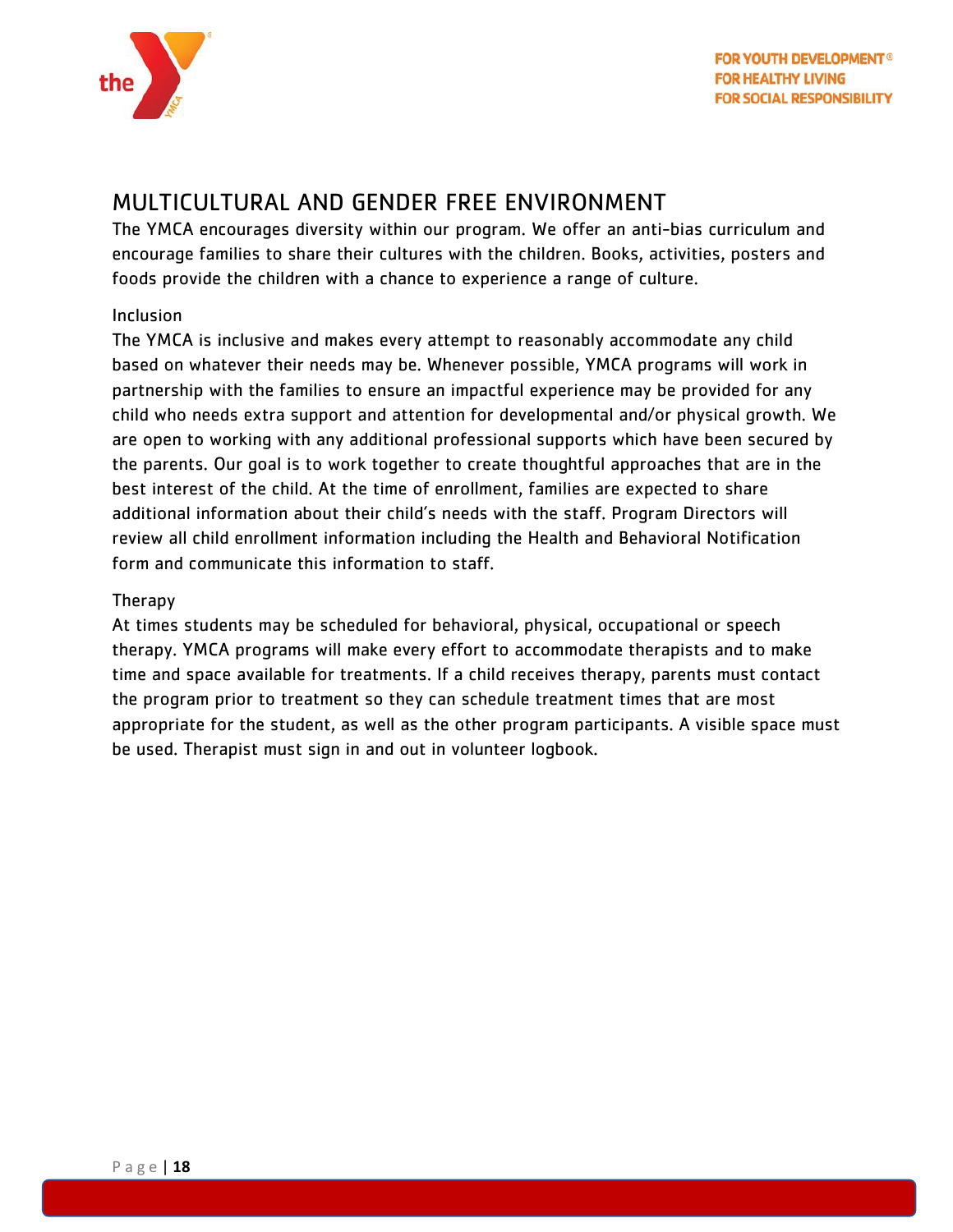## MULTICULTURAL AND GENDER FREE ENVIRONMENT

The YMCA encourages diversity within our program. We offer an anti-bias curriculum and encourage families to share their cultures with the children. Books, activities, posters and foods provide the children with a chance to experience a range of culture.

### Inclusion

The YMCA is inclusive and makes every attempt to reasonably accommodate any child based on whatever their needs may be. Whenever possible, YMCA programs will work in partnership with the families to ensure an impactful experience may be provided for any child who needs extra support and attention for developmental and/or physical growth. We are open to working with any additional professional supports which have been secured by the parents. Our goal is to work together to create thoughtful approaches that are in the best interest of the child. At the time of enrollment, families are expected to share additional information about their child's needs with the staff. Program Directors will review all child enrollment information including the Health and Behavioral Notification form and communicate this information to staff.

### Therapy

At times students may be scheduled for behavioral, physical, occupational or speech therapy. YMCA programs will make every effort to accommodate therapists and to make time and space available for treatments. If a child receives therapy, parents must contact the program prior to treatment so they can schedule treatment times that are most appropriate for the student, as well as the other program participants. A visible space must be used. Therapist must sign in and out in volunteer logbook.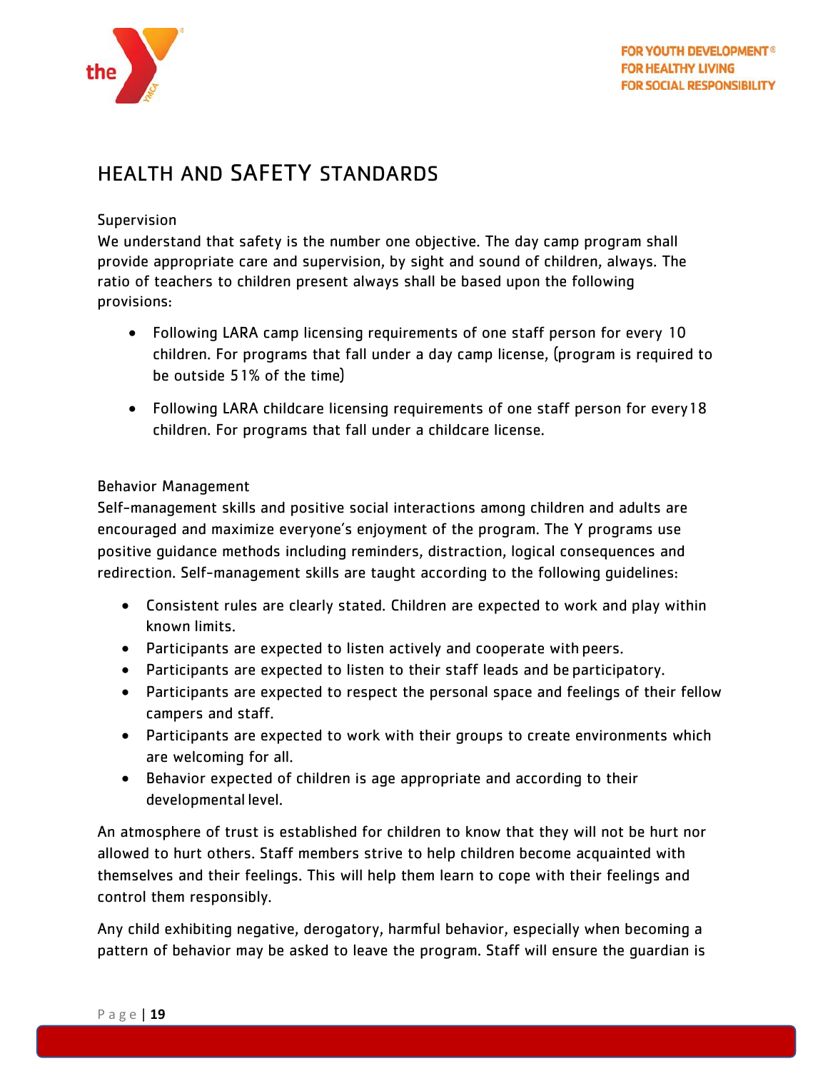# HEALTH AND SAFETY STANDARDS

## Supervision

We understand that safety is the number one objective. The day camp program shall provide appropriate care and supervision, by sight and sound of children, always. The ratio of teachers to children present always shall be based upon the following provisions:

- Following LARA camp licensing requirements of one staff person for every 10 children. For programs that fall under a day camp license, (program is required to be outside 51% of the time)
- Following LARA childcare licensing requirements of one staff person for every18 children. For programs that fall under a childcare license.

## Behavior Management

Self-management skills and positive social interactions among children and adults are encouraged and maximize everyone's enjoyment of the program. The Y programs use positive guidance methods including reminders, distraction, logical consequences and redirection. Self-management skills are taught according to the following guidelines:

- Consistent rules are clearly stated. Children are expected to work and play within known limits.
- Participants are expected to listen actively and cooperate with peers.
- Participants are expected to listen to their staff leads and be participatory.
- Participants are expected to respect the personal space and feelings of their fellow campers and staff.
- Participants are expected to work with their groups to create environments which are welcoming for all.
- Behavior expected of children is age appropriate and according to their developmental level.

An atmosphere of trust is established for children to know that they will not be hurt nor allowed to hurt others. Staff members strive to help children become acquainted with themselves and their feelings. This will help them learn to cope with their feelings and control them responsibly.

Any child exhibiting negative, derogatory, harmful behavior, especially when becoming a pattern of behavior may be asked to leave the program. Staff will ensure the guardian is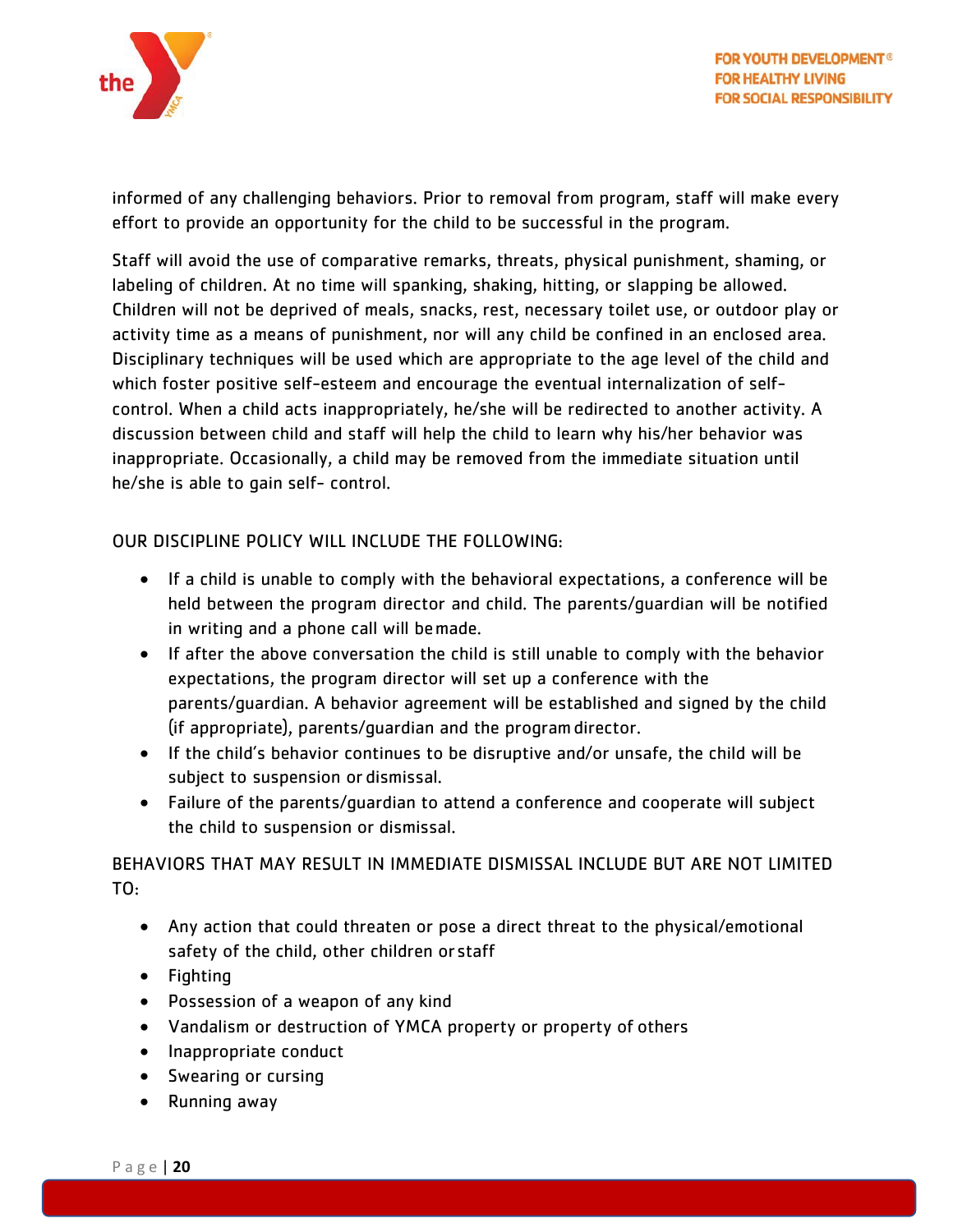informed of any challenging behaviors. Prior to removal from program, staff will make every effort to provide an opportunity for the child to be successful in the program.

Staff will avoid the use of comparative remarks, threats, physical punishment, shaming, or labeling of children. At no time will spanking, shaking, hitting, or slapping be allowed. Children will not be deprived of meals, snacks, rest, necessary toilet use, or outdoor play or activity time as a means of punishment, nor will any child be confined in an enclosed area. Disciplinary techniques will be used which are appropriate to the age level of the child and which foster positive self-esteem and encourage the eventual internalization of self-control. When a child acts inappropriately, he/she will be redirected to another activity. A discussion between child and staff will help the child to learn why his/her behavior was inappropriate. Occasionally, a child may be removed from the immediate situation until he/she is able to gain self- control.

OUR DISCIPLINE POLICY WILL INCLUDE THE FOLLOWING:

- If a child is unable to comply with the behavioral expectations, a conference will be held between the program director and child. The parents/guardian will be notified in writing and a phone call will be made.
- If after the above conversation the child is still unable to comply with the behavior expectations, the program director will set up a conference with the parents/guardian. A behavior agreement will be established and signed by the child (if appropriate), parents/guardian and the program director.
- If the child's behavior continues to be disruptive and/or unsafe, the child will be subject to suspension or dismissal.
- Failure of the parents/guardian to attend a conference and cooperate will subject the child to suspension or dismissal.

BEHAVIORS THAT MAY RESULT IN IMMEDIATE DISMISSAL INCLUDE BUT ARE NOT LIMITED TO:

- Any action that could threaten or pose a direct threat to the physical/emotional safety of the child, other children or staff
- Fighting
- Possession of a weapon of any kind
- Vandalism or destruction of YMCA property or property of others
- Inappropriate conduct
- Swearing or cursing
- Running away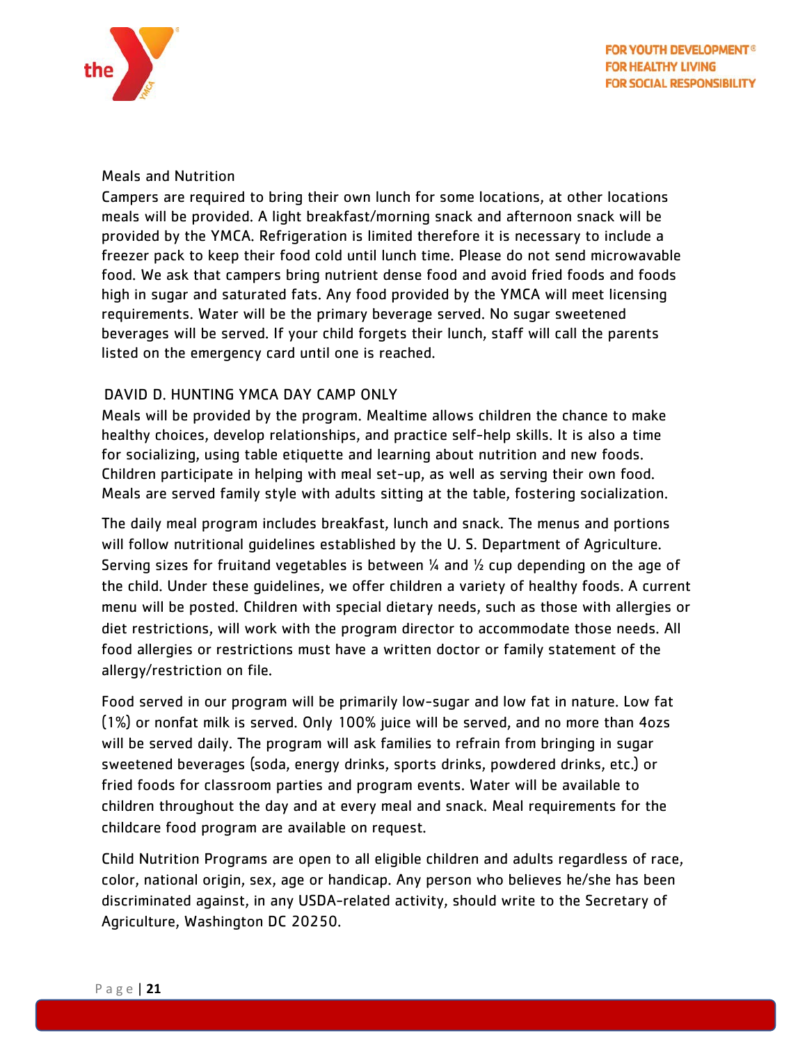## Meals and Nutrition

Campers are required to bring their own lunch for some locations, at other locations meals will be provided. A light breakfast/morning snack and afternoon snack will be provided by the YMCA. Refrigeration is limited therefore it is necessary to include a freezer pack to keep their food cold until lunch time. Please do not send microwavable food. We ask that campers bring nutrient dense food and avoid fried foods and foods high in sugar and saturated fats. Any food provided by the YMCA will meet licensing requirements. Water will be the primary beverage served. No sugar sweetened beverages will be served. If your child forgets their lunch, staff will call the parents listed on the emergency card until one is reached.

## DAVID D. HUNTING YMCA DAY CAMP ONLY

Meals will be provided by the program. Mealtime allows children the chance to make healthy choices, develop relationships, and practice self-help skills. It is also a time for socializing, using table etiquette and learning about nutrition and new foods. Children participate in helping with meal set-up, as well as serving their own food. Meals are served family style with adults sitting at the table, fostering socialization.

The daily meal program includes breakfast, lunch and snack. The menus and portions will follow nutritional guidelines established by the U. S. Department of Agriculture. Serving sizes for fruitand vegetables is between ¼ and ½ cup depending on the age of the child. Under these guidelines, we offer children a variety of healthy foods. A current menu will be posted. Children with special dietary needs, such as those with allergies or diet restrictions, will work with the program director to accommodate those needs. All food allergies or restrictions must have a written doctor or family statement of the allergy/restriction on file.

Food served in our program will be primarily low-sugar and low fat in nature. Low fat (1%) or nonfat milk is served. Only 100% juice will be served, and no more than 4ozs will be served daily. The program will ask families to refrain from bringing in sugar sweetened beverages (soda, energy drinks, sports drinks, powdered drinks, etc.) or fried foods for classroom parties and program events. Water will be available to children throughout the day and at every meal and snack. Meal requirements for the childcare food program are available on request.

Child Nutrition Programs are open to all eligible children and adults regardless of race, color, national origin, sex, age or handicap. Any person who believes he/she has been discriminated against, in any USDA-related activity, should write to the Secretary of Agriculture, Washington DC 20250.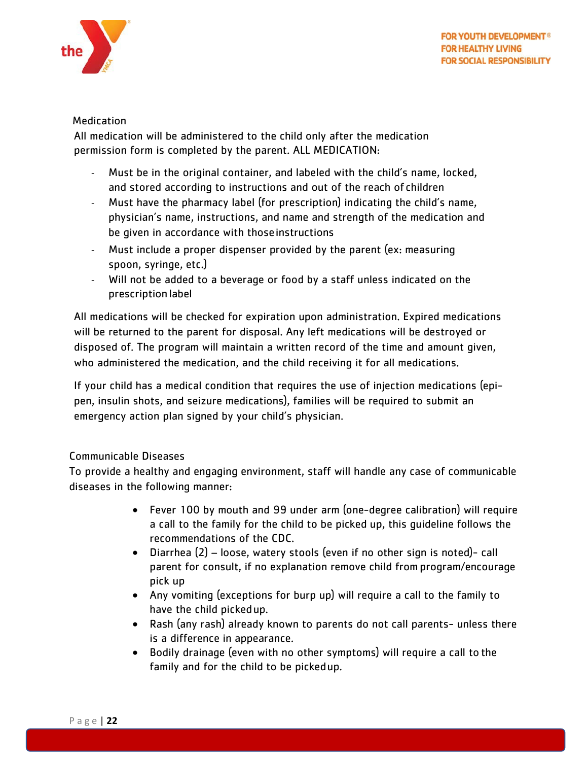## Medication

All medication will be administered to the child only after the medication permission form is completed by the parent. ALL MEDICATION:

- Must be in the original container, and labeled with the child's name, locked, and stored according to instructions and out of the reach of children
- Must have the pharmacy label (for prescription) indicating the child's name, physician's name, instructions, and name and strength of the medication and be given in accordance with those instructions
- Must include a proper dispenser provided by the parent (ex: measuring spoon, syringe, etc.)
- Will not be added to a beverage or food by a staff unless indicated on the prescription label

All medications will be checked for expiration upon administration. Expired medications will be returned to the parent for disposal. Any left medications will be destroyed or disposed of. The program will maintain a written record of the time and amount given, who administered the medication, and the child receiving it for all medications.

If your child has a medical condition that requires the use of injection medications (epi-pen, insulin shots, and seizure medications), families will be required to submit an emergency action plan signed by your child's physician.

## Communicable Diseases

To provide a healthy and engaging environment, staff will handle any case of communicable diseases in the following manner:

- Fever 100 by mouth and 99 under arm (one-degree calibration) will require a call to the family for the child to be picked up, this guideline follows the recommendations of the CDC.
- Diarrhea (2) – loose, watery stools (even if no other sign is noted)- call parent for consult, if no explanation remove child from program/encourage pick up
- Any vomiting (exceptions for burp up) will require a call to the family to have the child picked up.
- Rash (any rash) already known to parents do not call parents- unless there is a difference in appearance.
- Bodily drainage (even with no other symptoms) will require a call to the family and for the child to be picked up.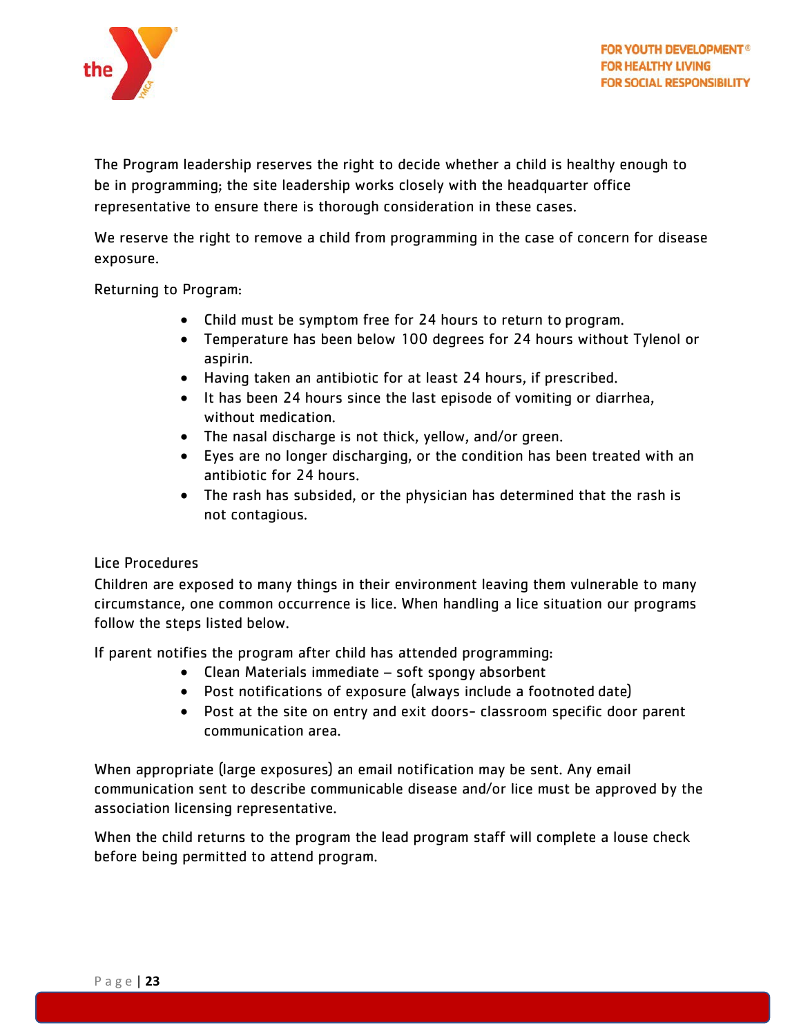The Program leadership reserves the right to decide whether a child is healthy enough to be in programming; the site leadership works closely with the headquarter office representative to ensure there is thorough consideration in these cases.

We reserve the right to remove a child from programming in the case of concern for disease exposure.

Returning to Program:

- Child must be symptom free for 24 hours to return to program.
- Temperature has been below 100 degrees for 24 hours without Tylenol or aspirin.
- Having taken an antibiotic for at least 24 hours, if prescribed.
- It has been 24 hours since the last episode of vomiting or diarrhea, without medication.
- The nasal discharge is not thick, yellow, and/or green.
- Eyes are no longer discharging, or the condition has been treated with an antibiotic for 24 hours.
- The rash has subsided, or the physician has determined that the rash is not contagious.

Lice Procedures

Children are exposed to many things in their environment leaving them vulnerable to many circumstance, one common occurrence is lice. When handling a lice situation our programs follow the steps listed below.

If parent notifies the program after child has attended programming:

- Clean Materials immediate – soft spongy absorbent
- Post notifications of exposure (always include a footnoted date)
- Post at the site on entry and exit doors- classroom specific door parent communication area.

When appropriate (large exposures) an email notification may be sent. Any email communication sent to describe communicable disease and/or lice must be approved by the association licensing representative.

When the child returns to the program the lead program staff will complete a louse check before being permitted to attend program.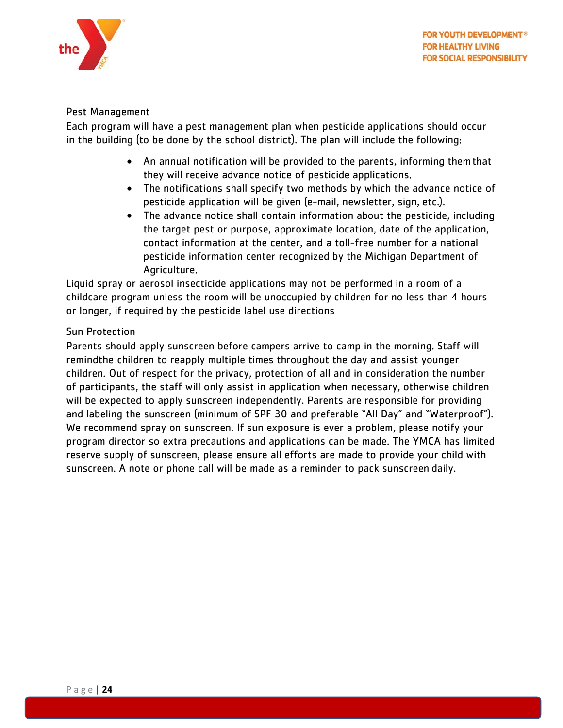## Pest Management

Each program will have a pest management plan when pesticide applications should occur in the building (to be done by the school district). The plan will include the following:

- An annual notification will be provided to the parents, informing them that they will receive advance notice of pesticide applications.
- The notifications shall specify two methods by which the advance notice of pesticide application will be given (e-mail, newsletter, sign, etc.).
- The advance notice shall contain information about the pesticide, including the target pest or purpose, approximate location, date of the application, contact information at the center, and a toll-free number for a national pesticide information center recognized by the Michigan Department of Agriculture.

Liquid spray or aerosol insecticide applications may not be performed in a room of a childcare program unless the room will be unoccupied by children for no less than 4 hours or longer, if required by the pesticide label use directions

## Sun Protection

Parents should apply sunscreen before campers arrive to camp in the morning. Staff will remindthe children to reapply multiple times throughout the day and assist younger children. Out of respect for the privacy, protection of all and in consideration the number of participants, the staff will only assist in application when necessary, otherwise children will be expected to apply sunscreen independently. Parents are responsible for providing and labeling the sunscreen (minimum of SPF 30 and preferable "All Day" and "Waterproof"). We recommend spray on sunscreen. If sun exposure is ever a problem, please notify your program director so extra precautions and applications can be made. The YMCA has limited reserve supply of sunscreen, please ensure all efforts are made to provide your child with sunscreen. A note or phone call will be made as a reminder to pack sunscreen daily.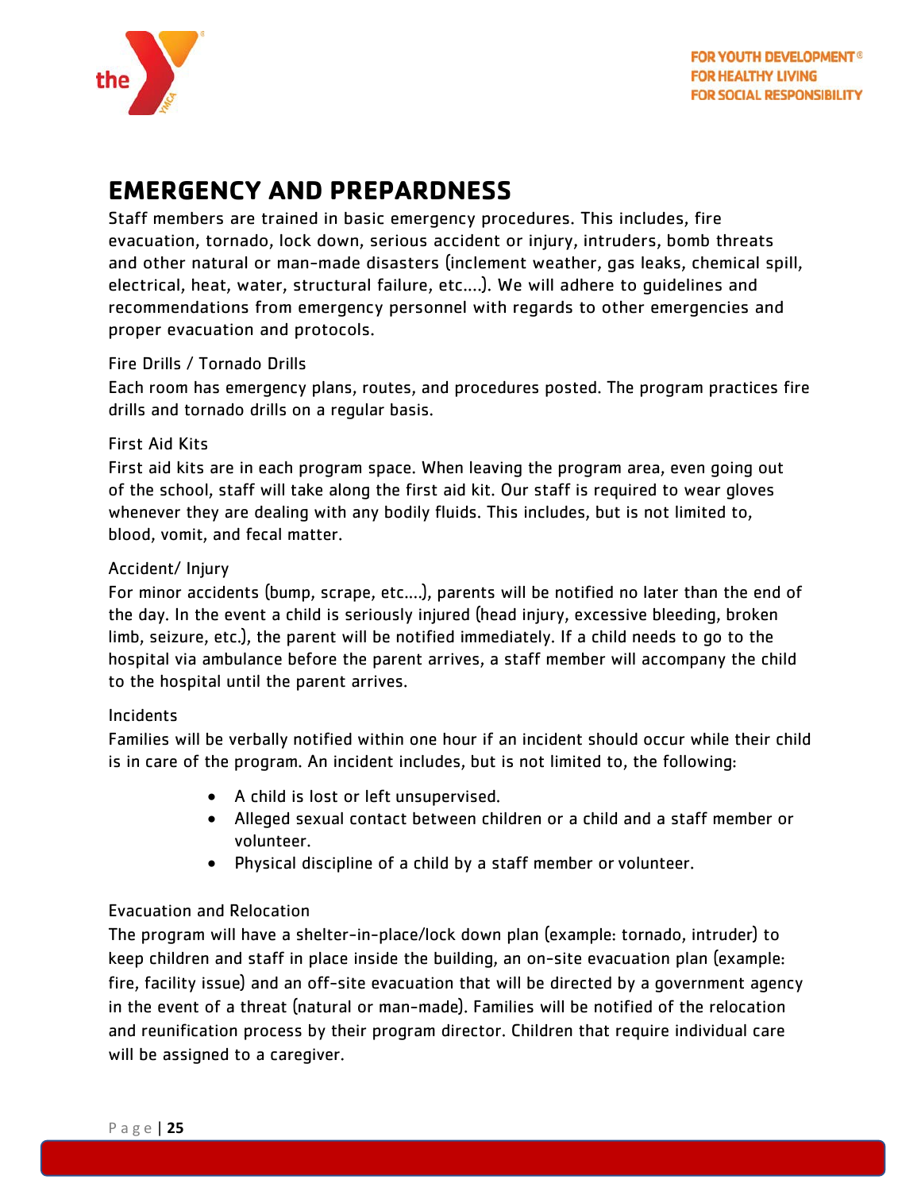## EMERGENCY AND PREPARDNESS

Staff members are trained in basic emergency procedures. This includes, fire evacuation, tornado, lock down, serious accident or injury, intruders, bomb threats and other natural or man-made disasters (inclement weather, gas leaks, chemical spill, electrical, heat, water, structural failure, etc….). We will adhere to guidelines and recommendations from emergency personnel with regards to other emergencies and proper evacuation and protocols.

### Fire Drills / Tornado Drills

Each room has emergency plans, routes, and procedures posted. The program practices fire drills and tornado drills on a regular basis.

### First Aid Kits

First aid kits are in each program space. When leaving the program area, even going out of the school, staff will take along the first aid kit. Our staff is required to wear gloves whenever they are dealing with any bodily fluids. This includes, but is not limited to, blood, vomit, and fecal matter.

### Accident/ Injury

For minor accidents (bump, scrape, etc….), parents will be notified no later than the end of the day. In the event a child is seriously injured (head injury, excessive bleeding, broken limb, seizure, etc.), the parent will be notified immediately. If a child needs to go to the hospital via ambulance before the parent arrives, a staff member will accompany the child to the hospital until the parent arrives.

### Incidents

Families will be verbally notified within one hour if an incident should occur while their child is in care of the program. An incident includes, but is not limited to, the following:

- A child is lost or left unsupervised.
- Alleged sexual contact between children or a child and a staff member or volunteer.
- Physical discipline of a child by a staff member or volunteer.

### Evacuation and Relocation

The program will have a shelter-in-place/lock down plan (example: tornado, intruder) to keep children and staff in place inside the building, an on-site evacuation plan (example: fire, facility issue) and an off-site evacuation that will be directed by a government agency in the event of a threat (natural or man-made). Families will be notified of the relocation and reunification process by their program director. Children that require individual care will be assigned to a caregiver.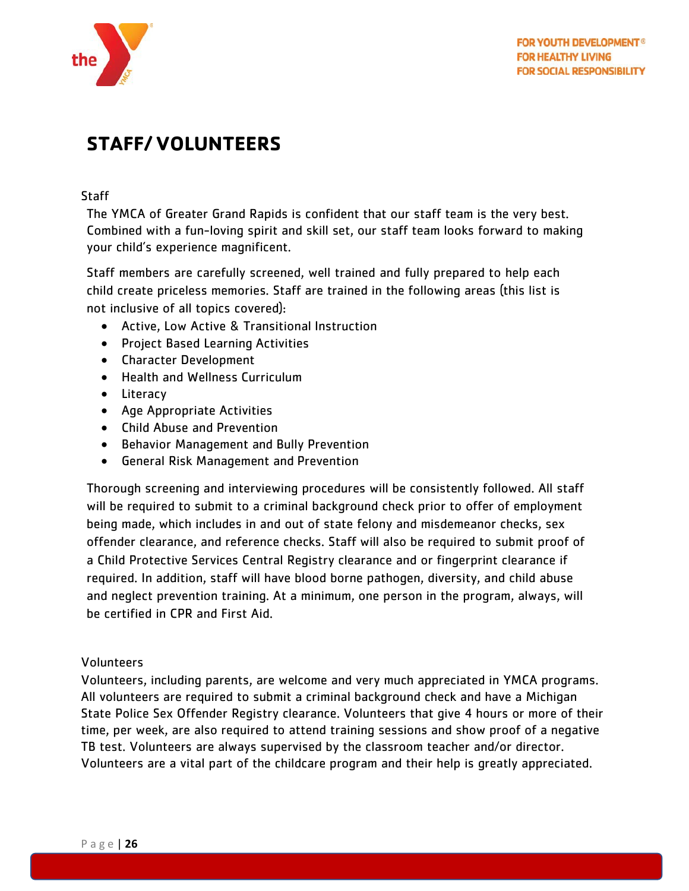# STAFF/ VOLUNTEERS

### Staff

The YMCA of Greater Grand Rapids is confident that our staff team is the very best. Combined with a fun-loving spirit and skill set, our staff team looks forward to making your child's experience magnificent.

Staff members are carefully screened, well trained and fully prepared to help each child create priceless memories. Staff are trained in the following areas (this list is not inclusive of all topics covered):

- Active, Low Active & Transitional Instruction
- Project Based Learning Activities
- Character Development
- Health and Wellness Curriculum
- Literacy
- Age Appropriate Activities
- Child Abuse and Prevention
- Behavior Management and Bully Prevention
- General Risk Management and Prevention

Thorough screening and interviewing procedures will be consistently followed. All staff will be required to submit to a criminal background check prior to offer of employment being made, which includes in and out of state felony and misdemeanor checks, sex offender clearance, and reference checks. Staff will also be required to submit proof of a Child Protective Services Central Registry clearance and or fingerprint clearance if required. In addition, staff will have blood borne pathogen, diversity, and child abuse and neglect prevention training. At a minimum, one person in the program, always, will be certified in CPR and First Aid.

### Volunteers

Volunteers, including parents, are welcome and very much appreciated in YMCA programs. All volunteers are required to submit a criminal background check and have a Michigan State Police Sex Offender Registry clearance. Volunteers that give 4 hours or more of their time, per week, are also required to attend training sessions and show proof of a negative TB test. Volunteers are always supervised by the classroom teacher and/or director. Volunteers are a vital part of the childcare program and their help is greatly appreciated.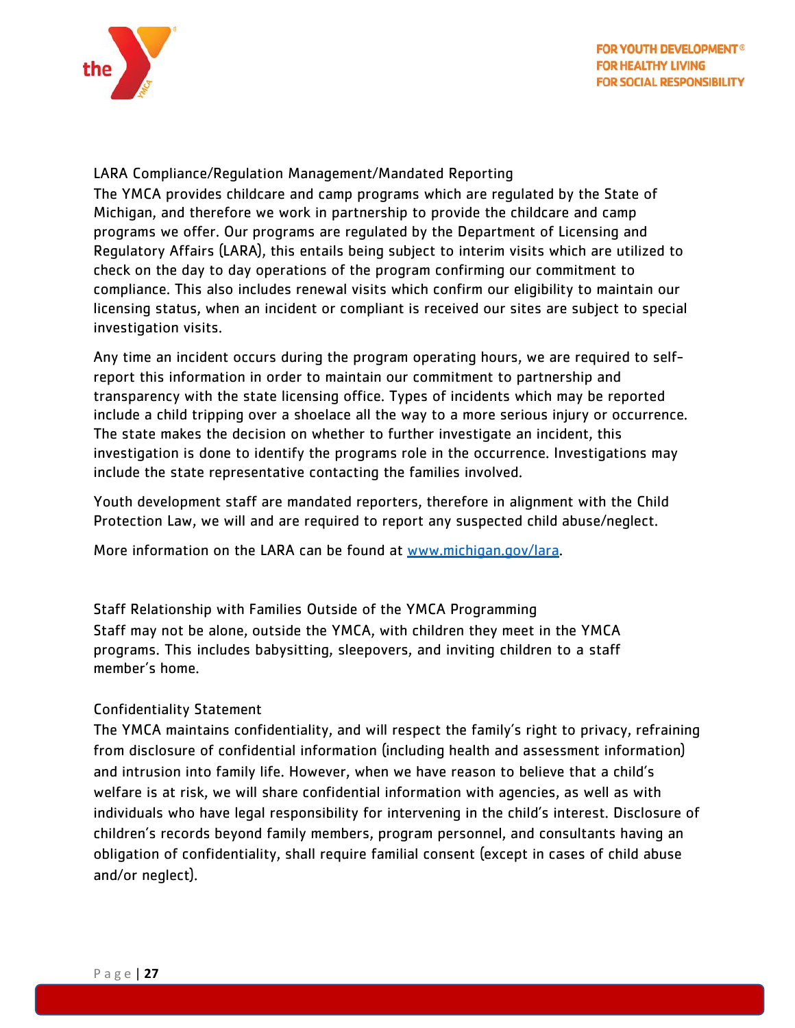## LARA Compliance/Regulation Management/Mandated Reporting

The YMCA provides childcare and camp programs which are regulated by the State of Michigan, and therefore we work in partnership to provide the childcare and camp programs we offer. Our programs are regulated by the Department of Licensing and Regulatory Affairs (LARA), this entails being subject to interim visits which are utilized to check on the day to day operations of the program confirming our commitment to compliance. This also includes renewal visits which confirm our eligibility to maintain our licensing status, when an incident or compliant is received our sites are subject to special investigation visits.

Any time an incident occurs during the program operating hours, we are required to self-report this information in order to maintain our commitment to partnership and transparency with the state licensing office. Types of incidents which may be reported include a child tripping over a shoelace all the way to a more serious injury or occurrence. The state makes the decision on whether to further investigate an incident, this investigation is done to identify the programs role in the occurrence. Investigations may include the state representative contacting the families involved.

Youth development staff are mandated reporters, therefore in alignment with the Child Protection Law, we will and are required to report any suspected child abuse/neglect.

More information on the LARA can be found at [www.michigan.gov/lara](www.michigan.gov/lara).

## Staff Relationship with Families Outside of the YMCA Programming

Staff may not be alone, outside the YMCA, with children they meet in the YMCA programs. This includes babysitting, sleepovers, and inviting children to a staff member's home.

## Confidentiality Statement

The YMCA maintains confidentiality, and will respect the family's right to privacy, refraining from disclosure of confidential information (including health and assessment information) and intrusion into family life. However, when we have reason to believe that a child's welfare is at risk, we will share confidential information with agencies, as well as with individuals who have legal responsibility for intervening in the child's interest. Disclosure of children's records beyond family members, program personnel, and consultants having an obligation of confidentiality, shall require familial consent (except in cases of child abuse and/or neglect).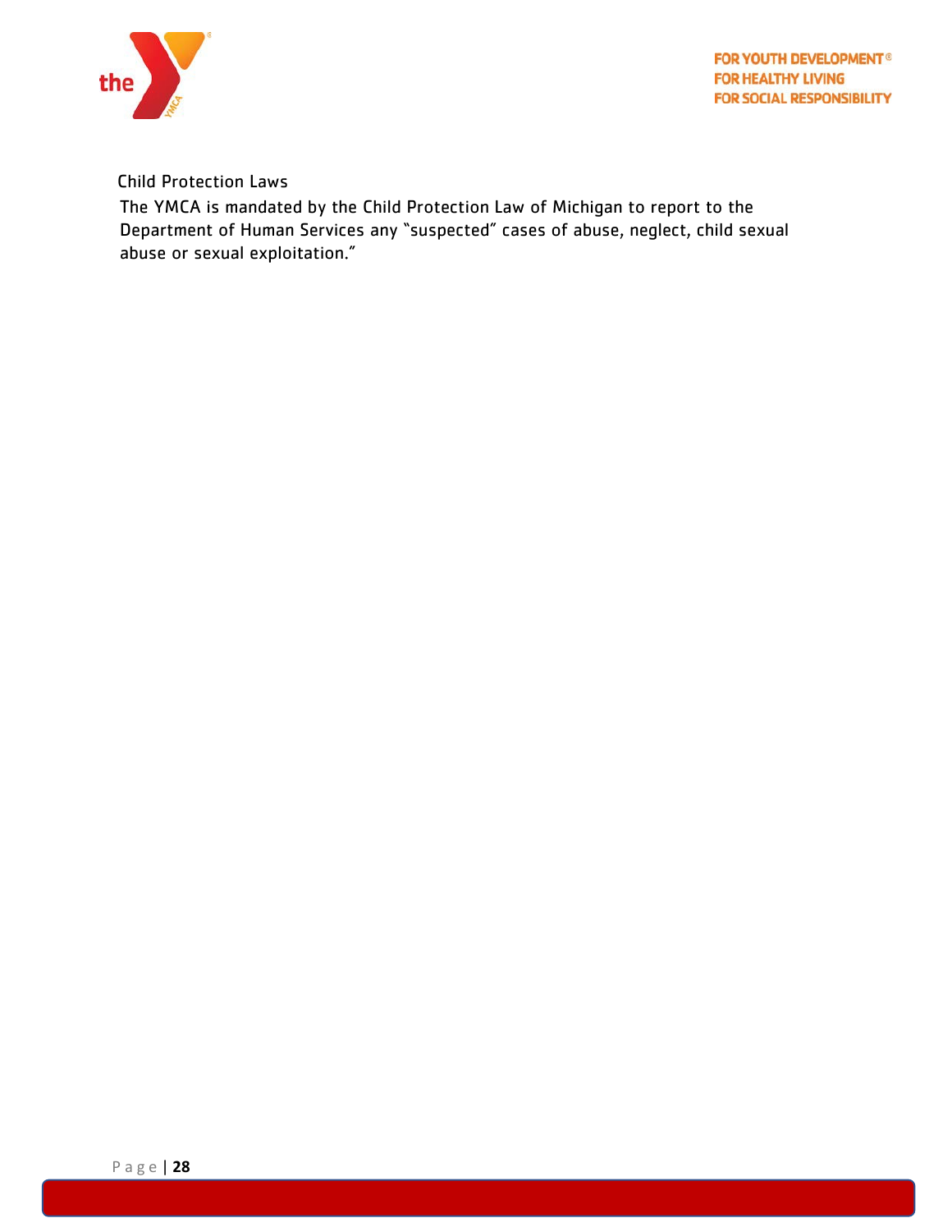## Child Protection Laws

The YMCA is mandated by the Child Protection Law of Michigan to report to the Department of Human Services any "suspected" cases of abuse, neglect, child sexual abuse or sexual exploitation."